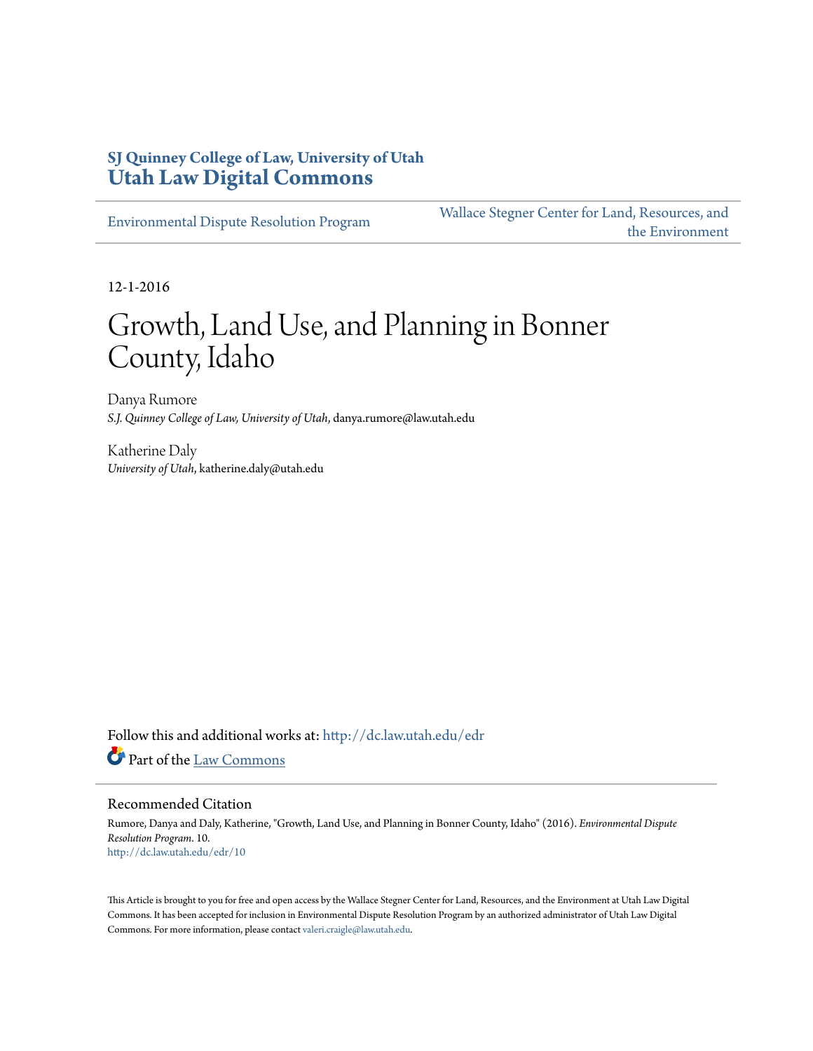**SJ Quinney College of Law, University of Utah**
**Utah Law Digital Commons**

Environmental Dispute Resolution Program | Wallace Stegner Center for Land, Resources, and the Environment

12-1-2016

# Growth, Land Use, and Planning in Bonner County, Idaho

Danya Rumore
*S.J. Quinney College of Law, University of Utah*, danya.rumore@law.utah.edu

Katherine Daly
*University of Utah*, katherine.daly@utah.edu

Follow this and additional works at: http://dc.law.utah.edu/edr

Part of the Law Commons

## Recommended Citation

Rumore, Danya and Daly, Katherine, "Growth, Land Use, and Planning in Bonner County, Idaho" (2016). *Environmental Dispute Resolution Program*. 10.
http://dc.law.utah.edu/edr/10

This Article is brought to you for free and open access by the Wallace Stegner Center for Land, Resources, and the Environment at Utah Law Digital Commons. It has been accepted for inclusion in Environmental Dispute Resolution Program by an authorized administrator of Utah Law Digital Commons. For more information, please contact valeri.craigle@law.utah.edu.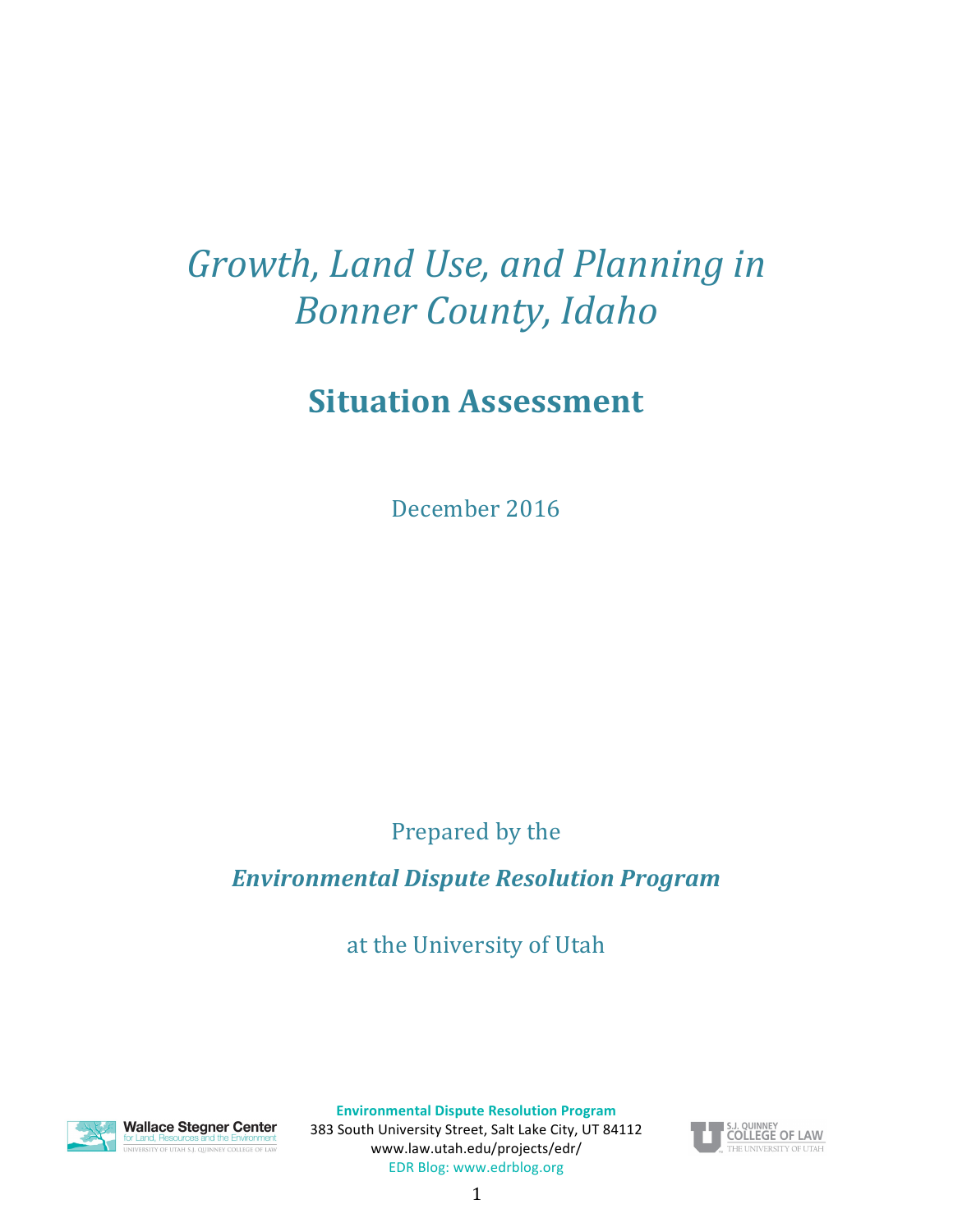# *Growth, Land Use, and Planning in Bonner County, Idaho*

## Situation Assessment

December 2016

Prepared by the

***Environmental Dispute Resolution Program***

at the University of Utah

**Environmental Dispute Resolution Program**
383 South University Street, Salt Lake City, UT 84112
www.law.utah.edu/projects/edr/
EDR Blog: www.edrblog.org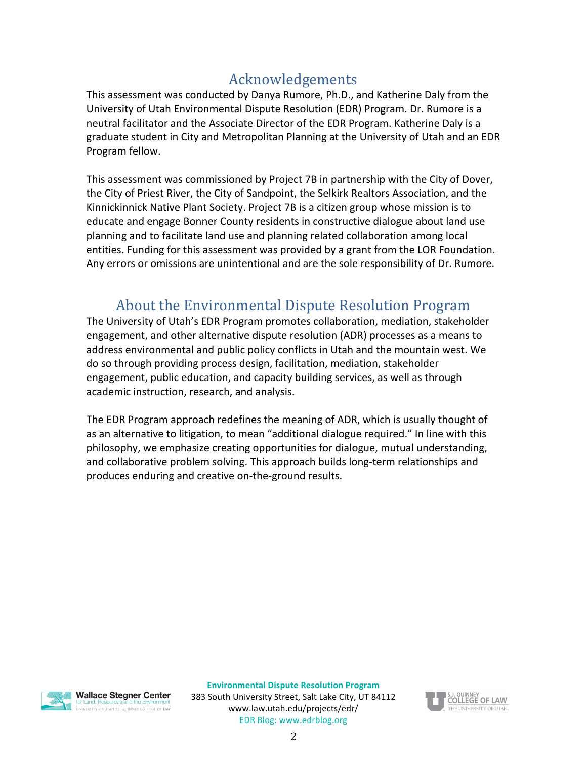## Acknowledgements

This assessment was conducted by Danya Rumore, Ph.D., and Katherine Daly from the University of Utah Environmental Dispute Resolution (EDR) Program. Dr. Rumore is a neutral facilitator and the Associate Director of the EDR Program. Katherine Daly is a graduate student in City and Metropolitan Planning at the University of Utah and an EDR Program fellow.

This assessment was commissioned by Project 7B in partnership with the City of Dover, the City of Priest River, the City of Sandpoint, the Selkirk Realtors Association, and the Kinnickinnick Native Plant Society. Project 7B is a citizen group whose mission is to educate and engage Bonner County residents in constructive dialogue about land use planning and to facilitate land use and planning related collaboration among local entities. Funding for this assessment was provided by a grant from the LOR Foundation. Any errors or omissions are unintentional and are the sole responsibility of Dr. Rumore.

## About the Environmental Dispute Resolution Program

The University of Utah's EDR Program promotes collaboration, mediation, stakeholder engagement, and other alternative dispute resolution (ADR) processes as a means to address environmental and public policy conflicts in Utah and the mountain west. We do so through providing process design, facilitation, mediation, stakeholder engagement, public education, and capacity building services, as well as through academic instruction, research, and analysis.

The EDR Program approach redefines the meaning of ADR, which is usually thought of as an alternative to litigation, to mean "additional dialogue required." In line with this philosophy, we emphasize creating opportunities for dialogue, mutual understanding, and collaborative problem solving. This approach builds long-term relationships and produces enduring and creative on-the-ground results.

**Environmental Dispute Resolution Program**
383 South University Street, Salt Lake City, UT 84112
www.law.utah.edu/projects/edr/
EDR Blog: www.edrblog.org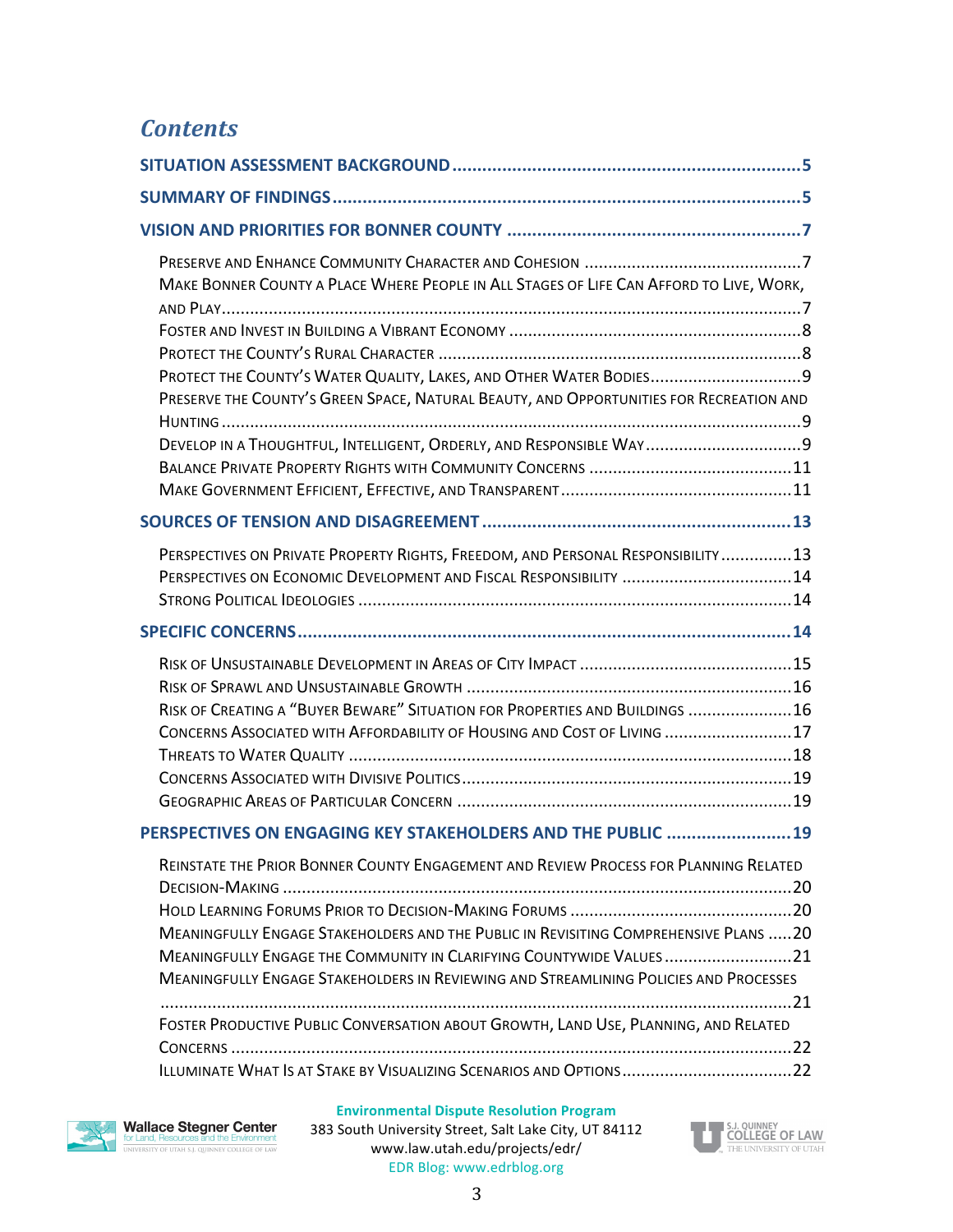# *Contents*

**SITUATION ASSESSMENT BACKGROUND** ..... 5

**SUMMARY OF FINDINGS** ..... 5

**VISION AND PRIORITIES FOR BONNER COUNTY** ..... 7

- Preserve and Enhance Community Character and Cohesion ..... 7
- Make Bonner County a Place Where People in All Stages of Life Can Afford to Live, Work, and Play ..... 7
- Foster and Invest in Building a Vibrant Economy ..... 8
- Protect the County's Rural Character ..... 8
- Protect the County's Water Quality, Lakes, and Other Water Bodies ..... 9
- Preserve the County's Green Space, Natural Beauty, and Opportunities for Recreation and Hunting ..... 9
- Develop in a Thoughtful, Intelligent, Orderly, and Responsible Way ..... 9
- Balance Private Property Rights with Community Concerns ..... 11
- Make Government Efficient, Effective, and Transparent ..... 11

**SOURCES OF TENSION AND DISAGREEMENT** ..... 13

- Perspectives on Private Property Rights, Freedom, and Personal Responsibility ..... 13
- Perspectives on Economic Development and Fiscal Responsibility ..... 14
- Strong Political Ideologies ..... 14

**SPECIFIC CONCERNS** ..... 14

- Risk of Unsustainable Development in Areas of City Impact ..... 15
- Risk of Sprawl and Unsustainable Growth ..... 16
- Risk of Creating a "Buyer Beware" Situation for Properties and Buildings ..... 16
- Concerns Associated with Affordability of Housing and Cost of Living ..... 17
- Threats to Water Quality ..... 18
- Concerns Associated with Divisive Politics ..... 19
- Geographic Areas of Particular Concern ..... 19

**PERSPECTIVES ON ENGAGING KEY STAKEHOLDERS AND THE PUBLIC** ..... 19

- Reinstate the Prior Bonner County Engagement and Review Process for Planning Related Decision-Making ..... 20
- Hold Learning Forums Prior to Decision-Making Forums ..... 20
- Meaningfully Engage Stakeholders and the Public in Revisiting Comprehensive Plans ..... 20
- Meaningfully Engage the Community in Clarifying Countywide Values ..... 21
- Meaningfully Engage Stakeholders in Reviewing and Streamlining Policies and Processes ..... 21
- Foster Productive Public Conversation about Growth, Land Use, Planning, and Related Concerns ..... 22
- Illuminate What Is at Stake by Visualizing Scenarios and Options ..... 22

Environmental Dispute Resolution Program
383 South University Street, Salt Lake City, UT 84112
www.law.utah.edu/projects/edr/
EDR Blog: www.edrblog.org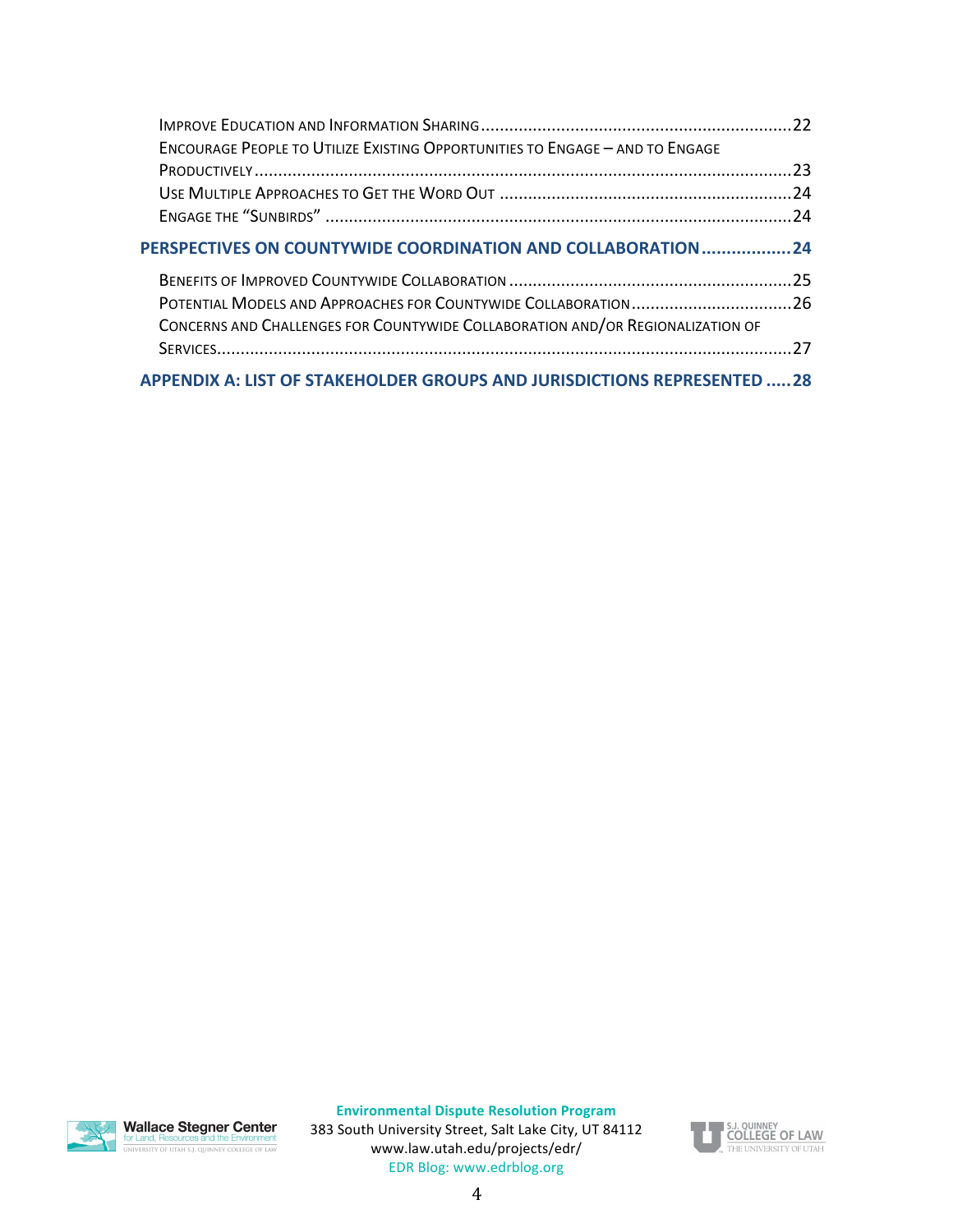Improve Education and Information Sharing ..... 22
Encourage People to Utilize Existing Opportunities to Engage – and to Engage Productively ..... 23
Use Multiple Approaches to Get the Word Out ..... 24
Engage the "Sunbirds" ..... 24

**PERSPECTIVES ON COUNTYWIDE COORDINATION AND COLLABORATION ..... 24**

Benefits of Improved Countywide Collaboration ..... 25
Potential Models and Approaches for Countywide Collaboration ..... 26
Concerns and Challenges for Countywide Collaboration and/or Regionalization of Services ..... 27

**APPENDIX A: LIST OF STAKEHOLDER GROUPS AND JURISDICTIONS REPRESENTED ..... 28**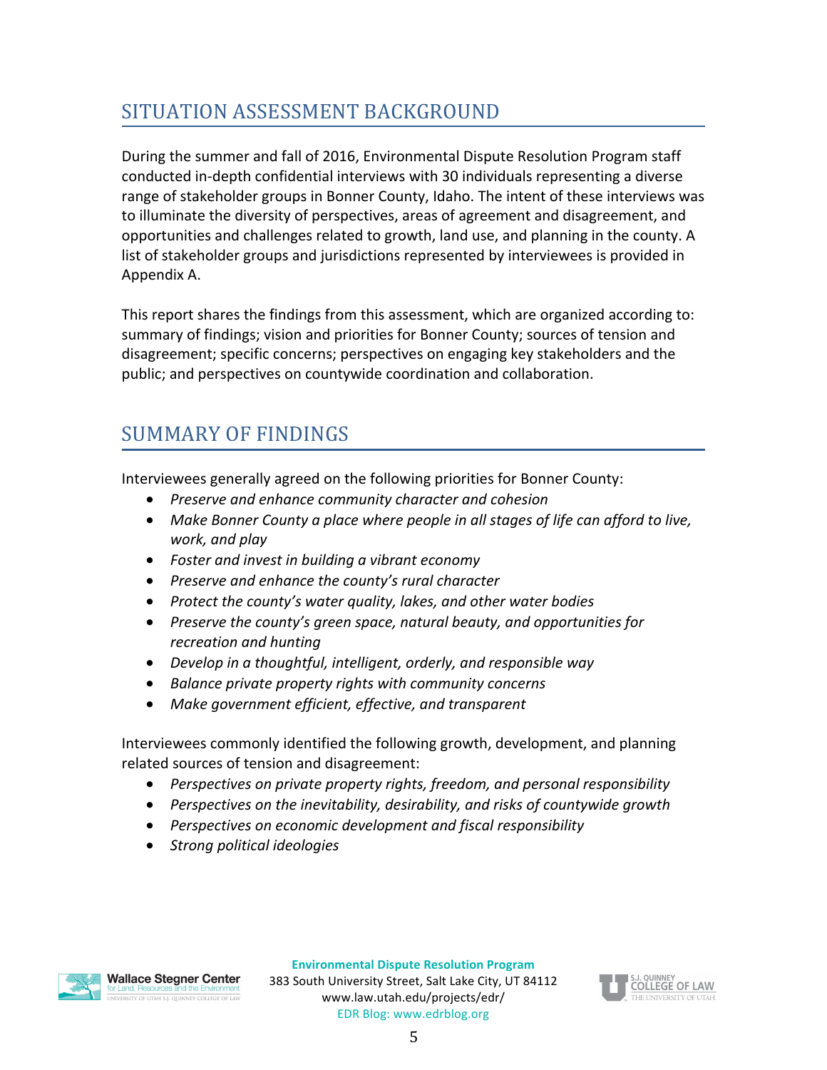## SITUATION ASSESSMENT BACKGROUND

During the summer and fall of 2016, Environmental Dispute Resolution Program staff conducted in-depth confidential interviews with 30 individuals representing a diverse range of stakeholder groups in Bonner County, Idaho. The intent of these interviews was to illuminate the diversity of perspectives, areas of agreement and disagreement, and opportunities and challenges related to growth, land use, and planning in the county. A list of stakeholder groups and jurisdictions represented by interviewees is provided in Appendix A.

This report shares the findings from this assessment, which are organized according to: summary of findings; vision and priorities for Bonner County; sources of tension and disagreement; specific concerns; perspectives on engaging key stakeholders and the public; and perspectives on countywide coordination and collaboration.

## SUMMARY OF FINDINGS

Interviewees generally agreed on the following priorities for Bonner County:

- *Preserve and enhance community character and cohesion*
- *Make Bonner County a place where people in all stages of life can afford to live, work, and play*
- *Foster and invest in building a vibrant economy*
- *Preserve and enhance the county's rural character*
- *Protect the county's water quality, lakes, and other water bodies*
- *Preserve the county's green space, natural beauty, and opportunities for recreation and hunting*
- *Develop in a thoughtful, intelligent, orderly, and responsible way*
- *Balance private property rights with community concerns*
- *Make government efficient, effective, and transparent*

Interviewees commonly identified the following growth, development, and planning related sources of tension and disagreement:

- *Perspectives on private property rights, freedom, and personal responsibility*
- *Perspectives on the inevitability, desirability, and risks of countywide growth*
- *Perspectives on economic development and fiscal responsibility*
- *Strong political ideologies*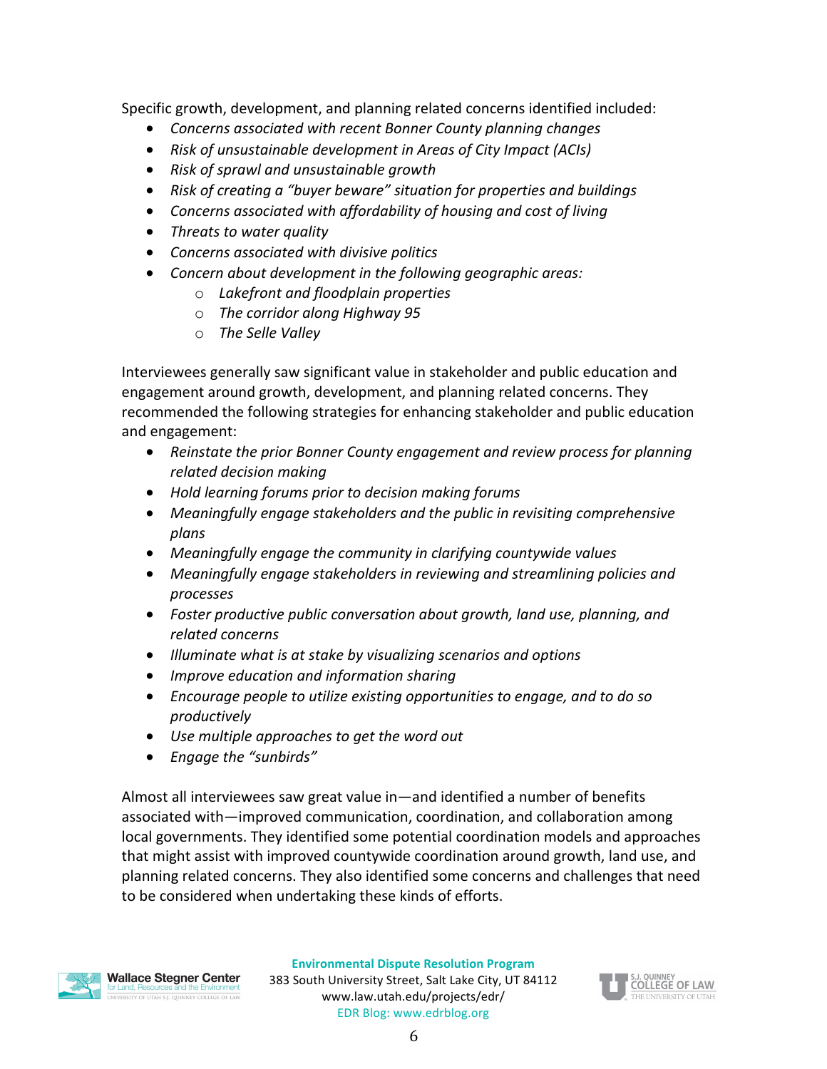Specific growth, development, and planning related concerns identified included:

- *Concerns associated with recent Bonner County planning changes*
- *Risk of unsustainable development in Areas of City Impact (ACIs)*
- *Risk of sprawl and unsustainable growth*
- *Risk of creating a "buyer beware" situation for properties and buildings*
- *Concerns associated with affordability of housing and cost of living*
- *Threats to water quality*
- *Concerns associated with divisive politics*
- *Concern about development in the following geographic areas:*
  - *Lakefront and floodplain properties*
  - *The corridor along Highway 95*
  - *The Selle Valley*

Interviewees generally saw significant value in stakeholder and public education and engagement around growth, development, and planning related concerns. They recommended the following strategies for enhancing stakeholder and public education and engagement:

- *Reinstate the prior Bonner County engagement and review process for planning related decision making*
- *Hold learning forums prior to decision making forums*
- *Meaningfully engage stakeholders and the public in revisiting comprehensive plans*
- *Meaningfully engage the community in clarifying countywide values*
- *Meaningfully engage stakeholders in reviewing and streamlining policies and processes*
- *Foster productive public conversation about growth, land use, planning, and related concerns*
- *Illuminate what is at stake by visualizing scenarios and options*
- *Improve education and information sharing*
- *Encourage people to utilize existing opportunities to engage, and to do so productively*
- *Use multiple approaches to get the word out*
- *Engage the "sunbirds"*

Almost all interviewees saw great value in—and identified a number of benefits associated with—improved communication, coordination, and collaboration among local governments. They identified some potential coordination models and approaches that might assist with improved countywide coordination around growth, land use, and planning related concerns. They also identified some concerns and challenges that need to be considered when undertaking these kinds of efforts.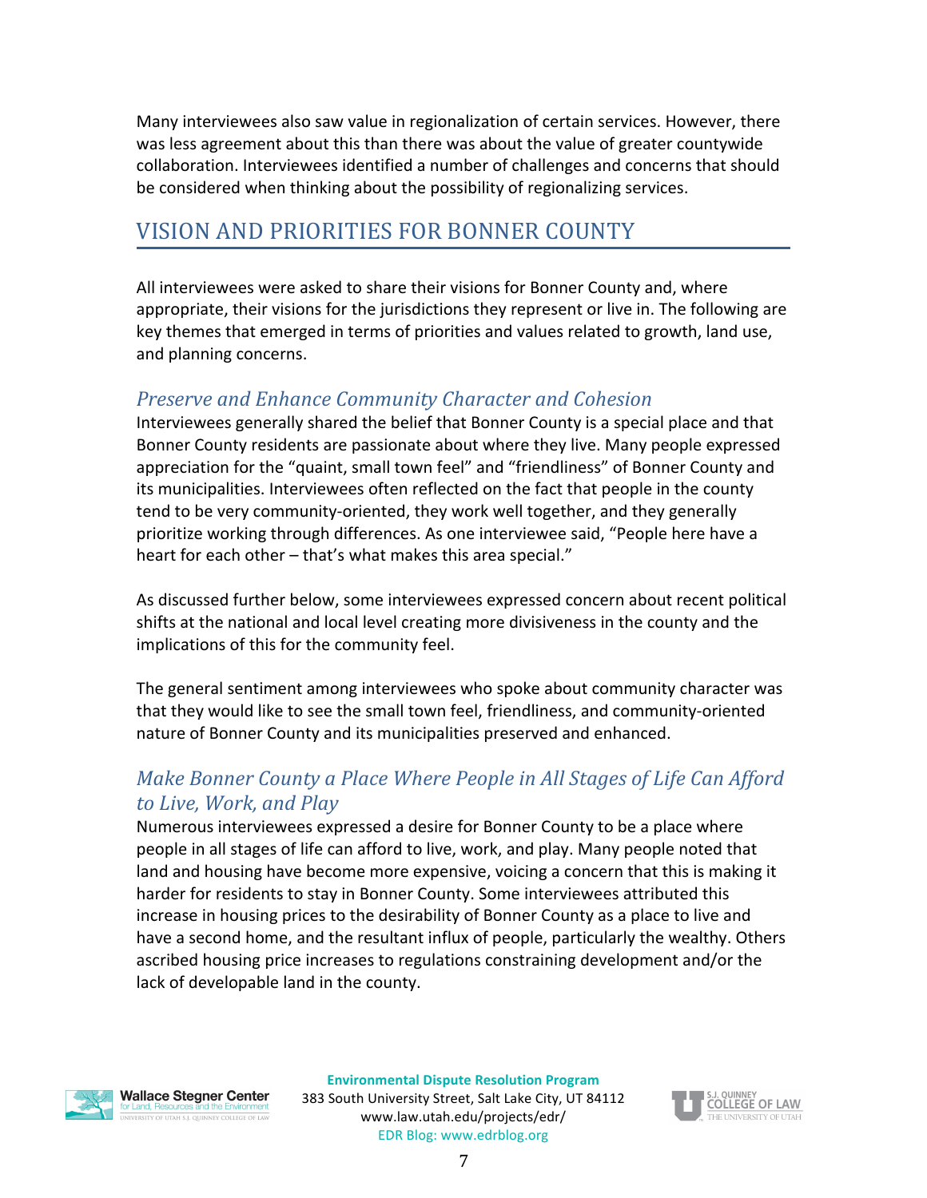Many interviewees also saw value in regionalization of certain services. However, there was less agreement about this than there was about the value of greater countywide collaboration. Interviewees identified a number of challenges and concerns that should be considered when thinking about the possibility of regionalizing services.

## VISION AND PRIORITIES FOR BONNER COUNTY

All interviewees were asked to share their visions for Bonner County and, where appropriate, their visions for the jurisdictions they represent or live in. The following are key themes that emerged in terms of priorities and values related to growth, land use, and planning concerns.

### *Preserve and Enhance Community Character and Cohesion*

Interviewees generally shared the belief that Bonner County is a special place and that Bonner County residents are passionate about where they live. Many people expressed appreciation for the "quaint, small town feel" and "friendliness" of Bonner County and its municipalities. Interviewees often reflected on the fact that people in the county tend to be very community-oriented, they work well together, and they generally prioritize working through differences. As one interviewee said, "People here have a heart for each other – that's what makes this area special."

As discussed further below, some interviewees expressed concern about recent political shifts at the national and local level creating more divisiveness in the county and the implications of this for the community feel.

The general sentiment among interviewees who spoke about community character was that they would like to see the small town feel, friendliness, and community-oriented nature of Bonner County and its municipalities preserved and enhanced.

### *Make Bonner County a Place Where People in All Stages of Life Can Afford to Live, Work, and Play*

Numerous interviewees expressed a desire for Bonner County to be a place where people in all stages of life can afford to live, work, and play. Many people noted that land and housing have become more expensive, voicing a concern that this is making it harder for residents to stay in Bonner County. Some interviewees attributed this increase in housing prices to the desirability of Bonner County as a place to live and have a second home, and the resultant influx of people, particularly the wealthy. Others ascribed housing price increases to regulations constraining development and/or the lack of developable land in the county.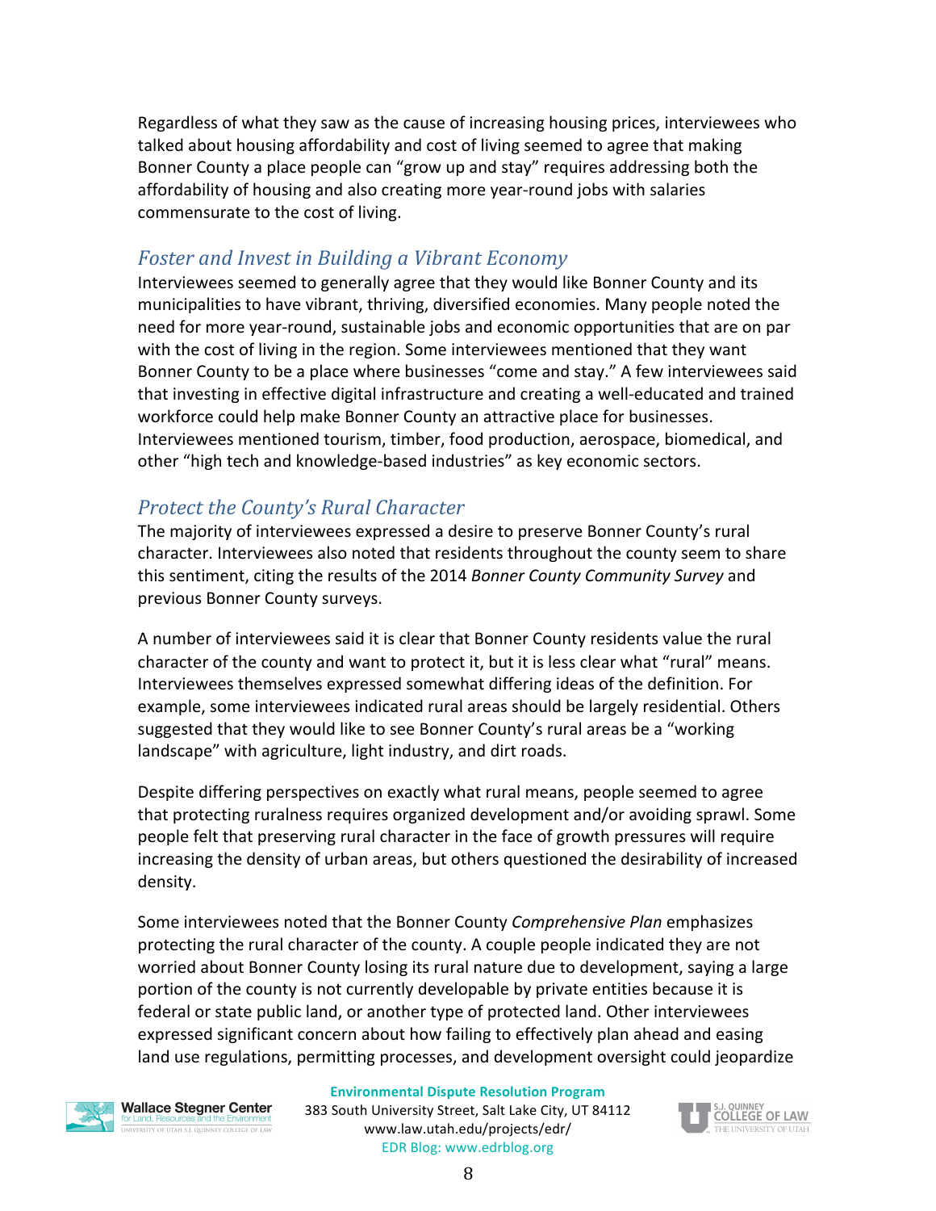Regardless of what they saw as the cause of increasing housing prices, interviewees who talked about housing affordability and cost of living seemed to agree that making Bonner County a place people can "grow up and stay" requires addressing both the affordability of housing and also creating more year-round jobs with salaries commensurate to the cost of living.

### *Foster and Invest in Building a Vibrant Economy*

Interviewees seemed to generally agree that they would like Bonner County and its municipalities to have vibrant, thriving, diversified economies. Many people noted the need for more year-round, sustainable jobs and economic opportunities that are on par with the cost of living in the region. Some interviewees mentioned that they want Bonner County to be a place where businesses "come and stay." A few interviewees said that investing in effective digital infrastructure and creating a well-educated and trained workforce could help make Bonner County an attractive place for businesses. Interviewees mentioned tourism, timber, food production, aerospace, biomedical, and other "high tech and knowledge-based industries" as key economic sectors.

### *Protect the County's Rural Character*

The majority of interviewees expressed a desire to preserve Bonner County's rural character. Interviewees also noted that residents throughout the county seem to share this sentiment, citing the results of the 2014 *Bonner County Community Survey* and previous Bonner County surveys.

A number of interviewees said it is clear that Bonner County residents value the rural character of the county and want to protect it, but it is less clear what "rural" means. Interviewees themselves expressed somewhat differing ideas of the definition. For example, some interviewees indicated rural areas should be largely residential. Others suggested that they would like to see Bonner County's rural areas be a "working landscape" with agriculture, light industry, and dirt roads.

Despite differing perspectives on exactly what rural means, people seemed to agree that protecting ruralness requires organized development and/or avoiding sprawl. Some people felt that preserving rural character in the face of growth pressures will require increasing the density of urban areas, but others questioned the desirability of increased density.

Some interviewees noted that the Bonner County *Comprehensive Plan* emphasizes protecting the rural character of the county. A couple people indicated they are not worried about Bonner County losing its rural nature due to development, saying a large portion of the county is not currently developable by private entities because it is federal or state public land, or another type of protected land. Other interviewees expressed significant concern about how failing to effectively plan ahead and easing land use regulations, permitting processes, and development oversight could jeopardize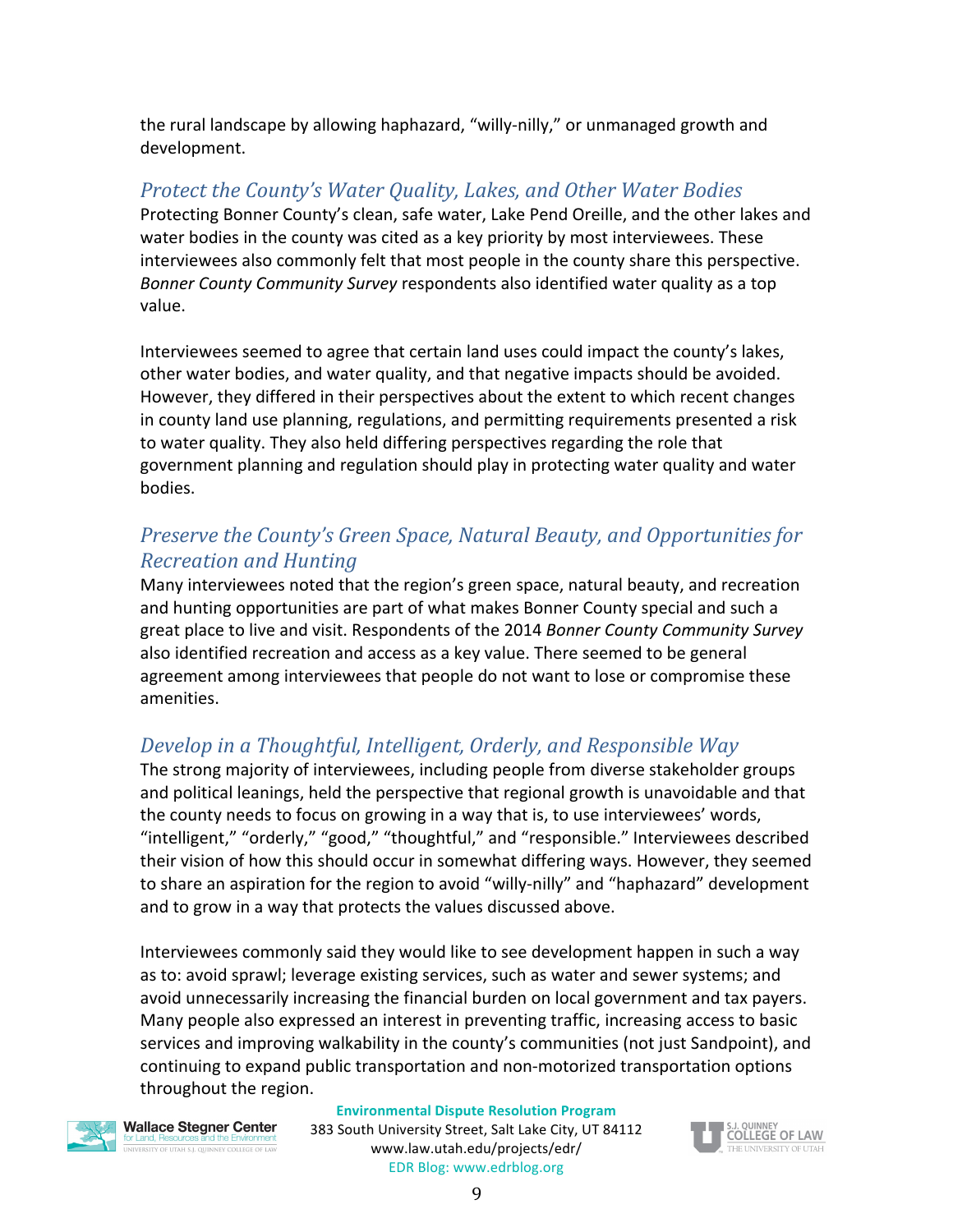the rural landscape by allowing haphazard, "willy-nilly," or unmanaged growth and development.

### *Protect the County's Water Quality, Lakes, and Other Water Bodies*

Protecting Bonner County's clean, safe water, Lake Pend Oreille, and the other lakes and water bodies in the county was cited as a key priority by most interviewees. These interviewees also commonly felt that most people in the county share this perspective. *Bonner County Community Survey* respondents also identified water quality as a top value.

Interviewees seemed to agree that certain land uses could impact the county's lakes, other water bodies, and water quality, and that negative impacts should be avoided. However, they differed in their perspectives about the extent to which recent changes in county land use planning, regulations, and permitting requirements presented a risk to water quality. They also held differing perspectives regarding the role that government planning and regulation should play in protecting water quality and water bodies.

### *Preserve the County's Green Space, Natural Beauty, and Opportunities for Recreation and Hunting*

Many interviewees noted that the region's green space, natural beauty, and recreation and hunting opportunities are part of what makes Bonner County special and such a great place to live and visit. Respondents of the 2014 *Bonner County Community Survey* also identified recreation and access as a key value. There seemed to be general agreement among interviewees that people do not want to lose or compromise these amenities.

### *Develop in a Thoughtful, Intelligent, Orderly, and Responsible Way*

The strong majority of interviewees, including people from diverse stakeholder groups and political leanings, held the perspective that regional growth is unavoidable and that the county needs to focus on growing in a way that is, to use interviewees' words, "intelligent," "orderly," "good," "thoughtful," and "responsible." Interviewees described their vision of how this should occur in somewhat differing ways. However, they seemed to share an aspiration for the region to avoid "willy-nilly" and "haphazard" development and to grow in a way that protects the values discussed above.

Interviewees commonly said they would like to see development happen in such a way as to: avoid sprawl; leverage existing services, such as water and sewer systems; and avoid unnecessarily increasing the financial burden on local government and tax payers. Many people also expressed an interest in preventing traffic, increasing access to basic services and improving walkability in the county's communities (not just Sandpoint), and continuing to expand public transportation and non-motorized transportation options throughout the region.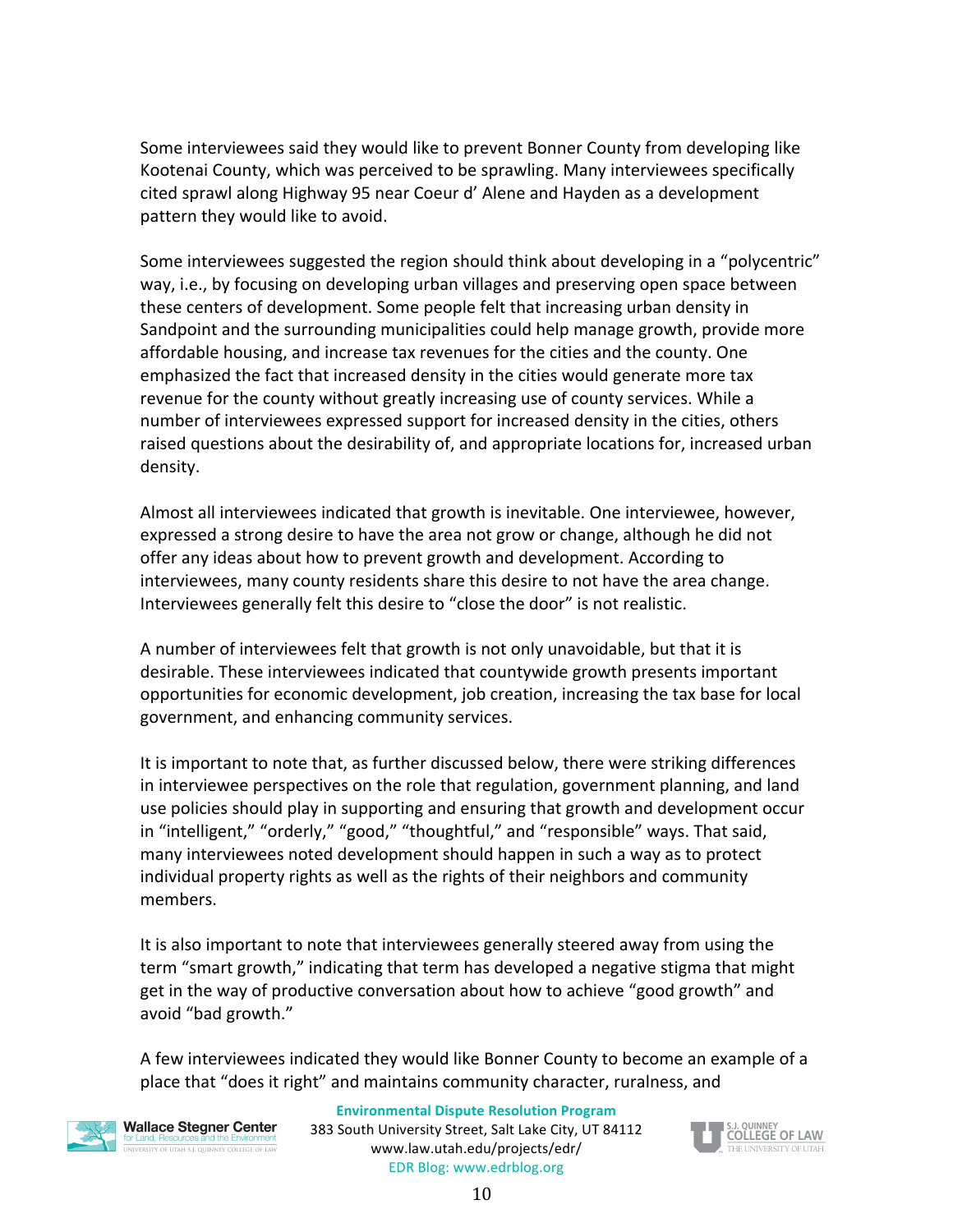Some interviewees said they would like to prevent Bonner County from developing like Kootenai County, which was perceived to be sprawling. Many interviewees specifically cited sprawl along Highway 95 near Coeur d' Alene and Hayden as a development pattern they would like to avoid.

Some interviewees suggested the region should think about developing in a "polycentric" way, i.e., by focusing on developing urban villages and preserving open space between these centers of development. Some people felt that increasing urban density in Sandpoint and the surrounding municipalities could help manage growth, provide more affordable housing, and increase tax revenues for the cities and the county. One emphasized the fact that increased density in the cities would generate more tax revenue for the county without greatly increasing use of county services. While a number of interviewees expressed support for increased density in the cities, others raised questions about the desirability of, and appropriate locations for, increased urban density.

Almost all interviewees indicated that growth is inevitable. One interviewee, however, expressed a strong desire to have the area not grow or change, although he did not offer any ideas about how to prevent growth and development. According to interviewees, many county residents share this desire to not have the area change. Interviewees generally felt this desire to "close the door" is not realistic.

A number of interviewees felt that growth is not only unavoidable, but that it is desirable. These interviewees indicated that countywide growth presents important opportunities for economic development, job creation, increasing the tax base for local government, and enhancing community services.

It is important to note that, as further discussed below, there were striking differences in interviewee perspectives on the role that regulation, government planning, and land use policies should play in supporting and ensuring that growth and development occur in "intelligent," "orderly," "good," "thoughtful," and "responsible" ways. That said, many interviewees noted development should happen in such a way as to protect individual property rights as well as the rights of their neighbors and community members.

It is also important to note that interviewees generally steered away from using the term "smart growth," indicating that term has developed a negative stigma that might get in the way of productive conversation about how to achieve "good growth" and avoid "bad growth."

A few interviewees indicated they would like Bonner County to become an example of a place that "does it right" and maintains community character, ruralness, and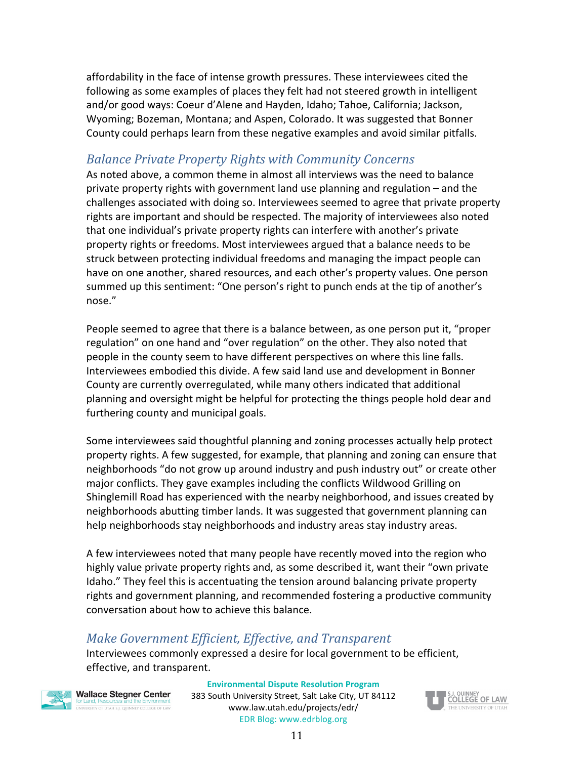affordability in the face of intense growth pressures. These interviewees cited the following as some examples of places they felt had not steered growth in intelligent and/or good ways: Coeur d'Alene and Hayden, Idaho; Tahoe, California; Jackson, Wyoming; Bozeman, Montana; and Aspen, Colorado. It was suggested that Bonner County could perhaps learn from these negative examples and avoid similar pitfalls.

### *Balance Private Property Rights with Community Concerns*

As noted above, a common theme in almost all interviews was the need to balance private property rights with government land use planning and regulation – and the challenges associated with doing so. Interviewees seemed to agree that private property rights are important and should be respected. The majority of interviewees also noted that one individual's private property rights can interfere with another's private property rights or freedoms. Most interviewees argued that a balance needs to be struck between protecting individual freedoms and managing the impact people can have on one another, shared resources, and each other's property values. One person summed up this sentiment: "One person's right to punch ends at the tip of another's nose."

People seemed to agree that there is a balance between, as one person put it, "proper regulation" on one hand and "over regulation" on the other. They also noted that people in the county seem to have different perspectives on where this line falls. Interviewees embodied this divide. A few said land use and development in Bonner County are currently overregulated, while many others indicated that additional planning and oversight might be helpful for protecting the things people hold dear and furthering county and municipal goals.

Some interviewees said thoughtful planning and zoning processes actually help protect property rights. A few suggested, for example, that planning and zoning can ensure that neighborhoods "do not grow up around industry and push industry out" or create other major conflicts. They gave examples including the conflicts Wildwood Grilling on Shinglemill Road has experienced with the nearby neighborhood, and issues created by neighborhoods abutting timber lands. It was suggested that government planning can help neighborhoods stay neighborhoods and industry areas stay industry areas.

A few interviewees noted that many people have recently moved into the region who highly value private property rights and, as some described it, want their "own private Idaho." They feel this is accentuating the tension around balancing private property rights and government planning, and recommended fostering a productive community conversation about how to achieve this balance.

### *Make Government Efficient, Effective, and Transparent*

Interviewees commonly expressed a desire for local government to be efficient, effective, and transparent.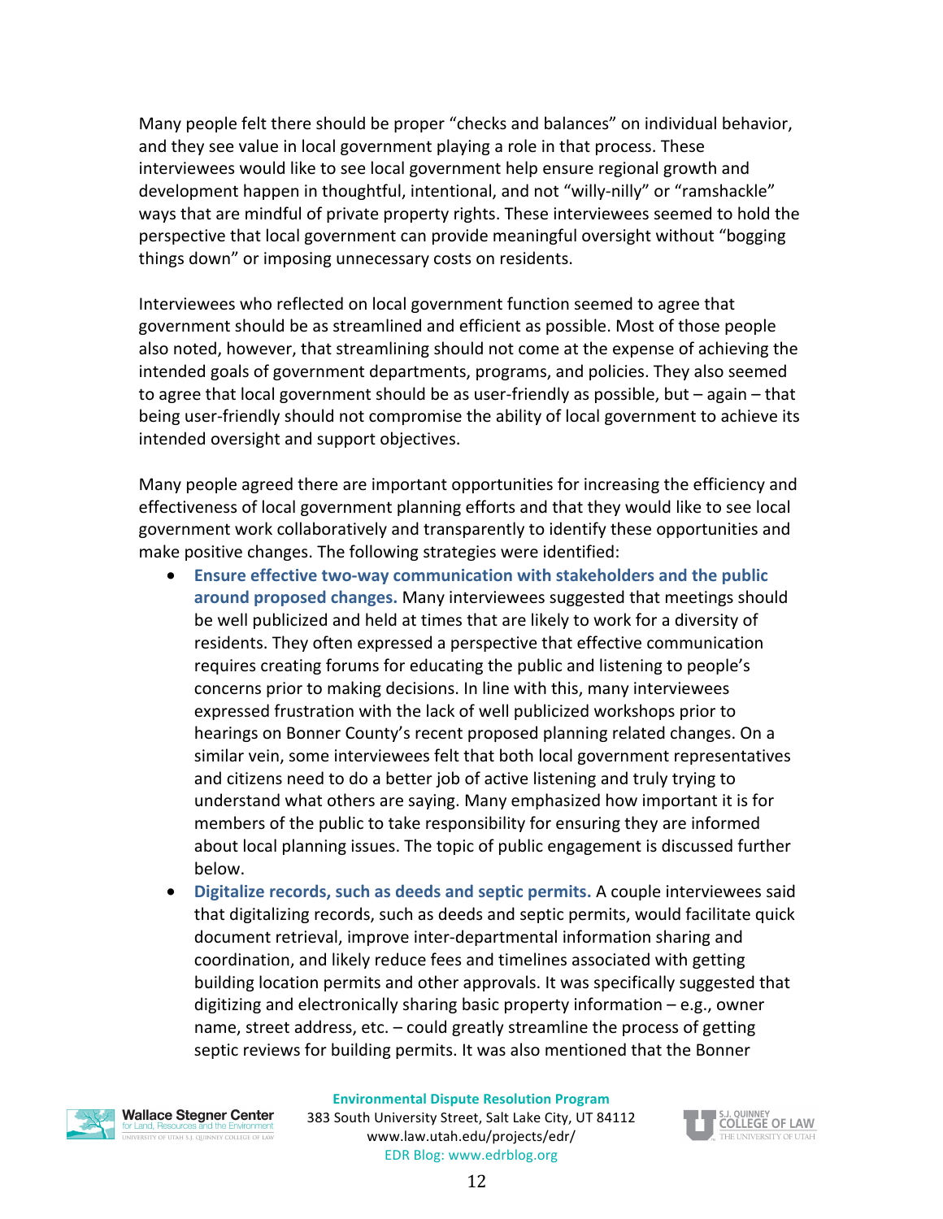Many people felt there should be proper "checks and balances" on individual behavior, and they see value in local government playing a role in that process. These interviewees would like to see local government help ensure regional growth and development happen in thoughtful, intentional, and not "willy-nilly" or "ramshackle" ways that are mindful of private property rights. These interviewees seemed to hold the perspective that local government can provide meaningful oversight without "bogging things down" or imposing unnecessary costs on residents.

Interviewees who reflected on local government function seemed to agree that government should be as streamlined and efficient as possible. Most of those people also noted, however, that streamlining should not come at the expense of achieving the intended goals of government departments, programs, and policies. They also seemed to agree that local government should be as user-friendly as possible, but – again – that being user-friendly should not compromise the ability of local government to achieve its intended oversight and support objectives.

Many people agreed there are important opportunities for increasing the efficiency and effectiveness of local government planning efforts and that they would like to see local government work collaboratively and transparently to identify these opportunities and make positive changes. The following strategies were identified:

- **Ensure effective two-way communication with stakeholders and the public around proposed changes.** Many interviewees suggested that meetings should be well publicized and held at times that are likely to work for a diversity of residents. They often expressed a perspective that effective communication requires creating forums for educating the public and listening to people's concerns prior to making decisions. In line with this, many interviewees expressed frustration with the lack of well publicized workshops prior to hearings on Bonner County's recent proposed planning related changes. On a similar vein, some interviewees felt that both local government representatives and citizens need to do a better job of active listening and truly trying to understand what others are saying. Many emphasized how important it is for members of the public to take responsibility for ensuring they are informed about local planning issues. The topic of public engagement is discussed further below.
- **Digitalize records, such as deeds and septic permits.** A couple interviewees said that digitalizing records, such as deeds and septic permits, would facilitate quick document retrieval, improve inter-departmental information sharing and coordination, and likely reduce fees and timelines associated with getting building location permits and other approvals. It was specifically suggested that digitizing and electronically sharing basic property information – e.g., owner name, street address, etc. – could greatly streamline the process of getting septic reviews for building permits. It was also mentioned that the Bonner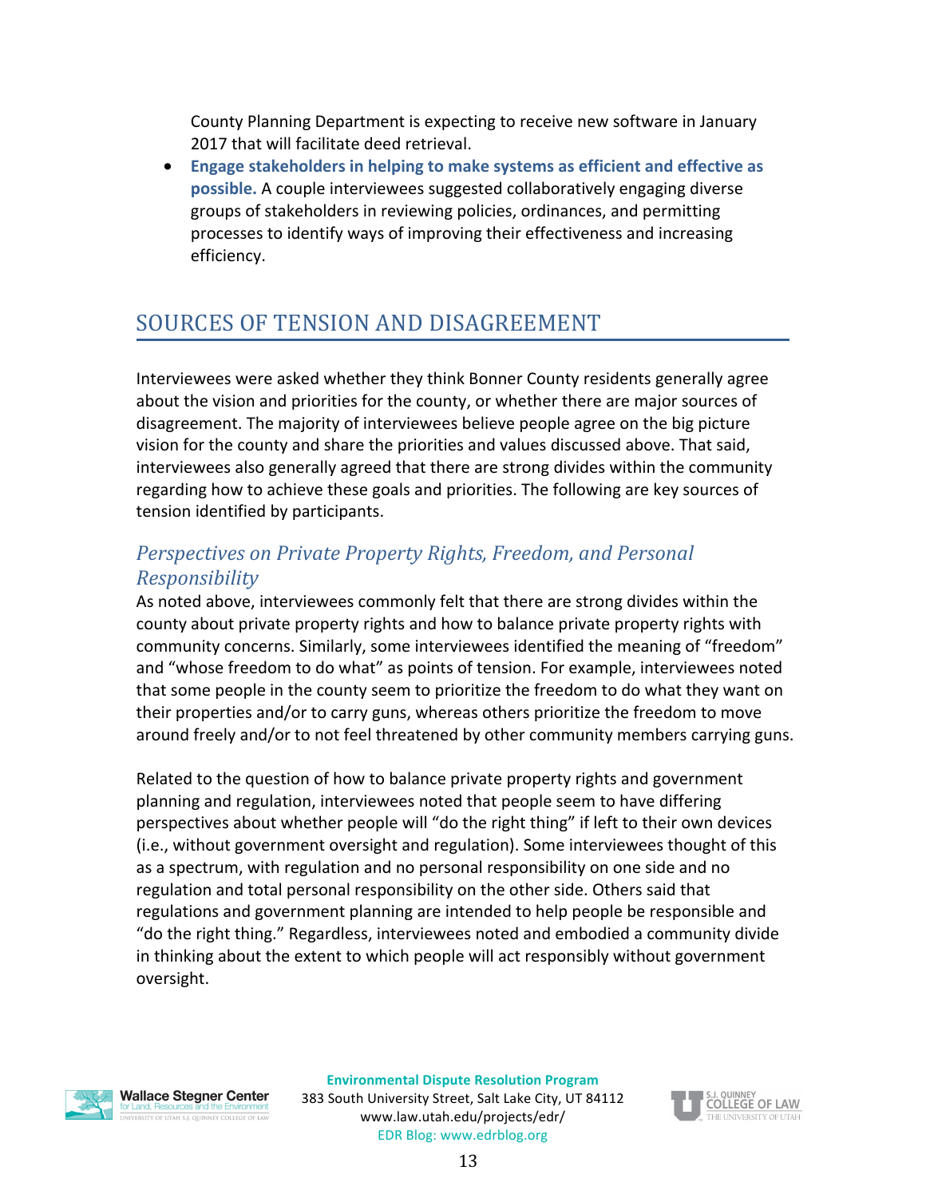County Planning Department is expecting to receive new software in January 2017 that will facilitate deed retrieval.

- **Engage stakeholders in helping to make systems as efficient and effective as possible.** A couple interviewees suggested collaboratively engaging diverse groups of stakeholders in reviewing policies, ordinances, and permitting processes to identify ways of improving their effectiveness and increasing efficiency.

## SOURCES OF TENSION AND DISAGREEMENT

Interviewees were asked whether they think Bonner County residents generally agree about the vision and priorities for the county, or whether there are major sources of disagreement. The majority of interviewees believe people agree on the big picture vision for the county and share the priorities and values discussed above. That said, interviewees also generally agreed that there are strong divides within the community regarding how to achieve these goals and priorities. The following are key sources of tension identified by participants.

### *Perspectives on Private Property Rights, Freedom, and Personal Responsibility*

As noted above, interviewees commonly felt that there are strong divides within the county about private property rights and how to balance private property rights with community concerns. Similarly, some interviewees identified the meaning of "freedom" and "whose freedom to do what" as points of tension. For example, interviewees noted that some people in the county seem to prioritize the freedom to do what they want on their properties and/or to carry guns, whereas others prioritize the freedom to move around freely and/or to not feel threatened by other community members carrying guns.

Related to the question of how to balance private property rights and government planning and regulation, interviewees noted that people seem to have differing perspectives about whether people will "do the right thing" if left to their own devices (i.e., without government oversight and regulation). Some interviewees thought of this as a spectrum, with regulation and no personal responsibility on one side and no regulation and total personal responsibility on the other side. Others said that regulations and government planning are intended to help people be responsible and "do the right thing." Regardless, interviewees noted and embodied a community divide in thinking about the extent to which people will act responsibly without government oversight.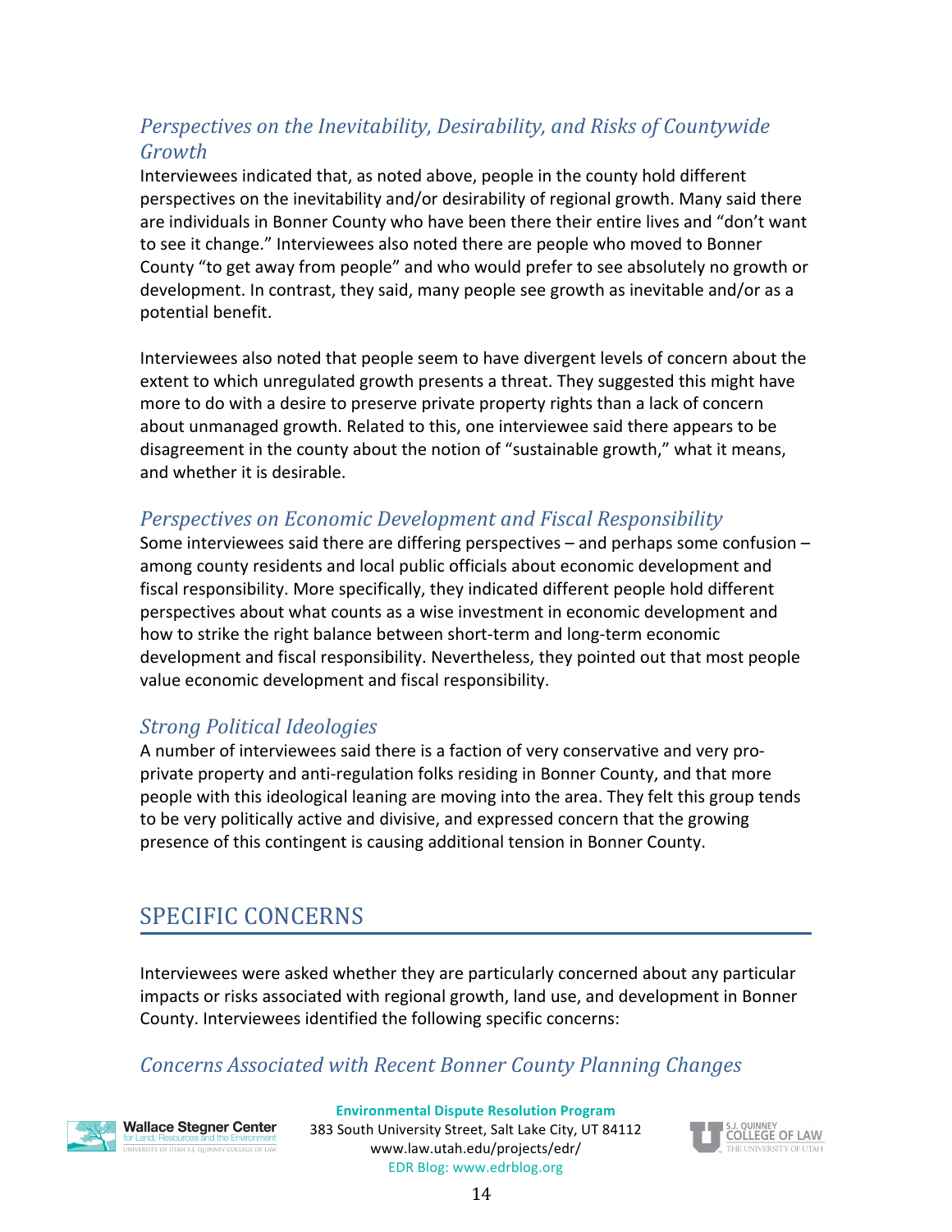### *Perspectives on the Inevitability, Desirability, and Risks of Countywide Growth*

Interviewees indicated that, as noted above, people in the county hold different perspectives on the inevitability and/or desirability of regional growth. Many said there are individuals in Bonner County who have been there their entire lives and "don't want to see it change." Interviewees also noted there are people who moved to Bonner County "to get away from people" and who would prefer to see absolutely no growth or development. In contrast, they said, many people see growth as inevitable and/or as a potential benefit.

Interviewees also noted that people seem to have divergent levels of concern about the extent to which unregulated growth presents a threat. They suggested this might have more to do with a desire to preserve private property rights than a lack of concern about unmanaged growth. Related to this, one interviewee said there appears to be disagreement in the county about the notion of "sustainable growth," what it means, and whether it is desirable.

### *Perspectives on Economic Development and Fiscal Responsibility*

Some interviewees said there are differing perspectives – and perhaps some confusion – among county residents and local public officials about economic development and fiscal responsibility. More specifically, they indicated different people hold different perspectives about what counts as a wise investment in economic development and how to strike the right balance between short-term and long-term economic development and fiscal responsibility. Nevertheless, they pointed out that most people value economic development and fiscal responsibility.

### *Strong Political Ideologies*

A number of interviewees said there is a faction of very conservative and very pro-private property and anti-regulation folks residing in Bonner County, and that more people with this ideological leaning are moving into the area. They felt this group tends to be very politically active and divisive, and expressed concern that the growing presence of this contingent is causing additional tension in Bonner County.

## SPECIFIC CONCERNS

Interviewees were asked whether they are particularly concerned about any particular impacts or risks associated with regional growth, land use, and development in Bonner County. Interviewees identified the following specific concerns:

### *Concerns Associated with Recent Bonner County Planning Changes*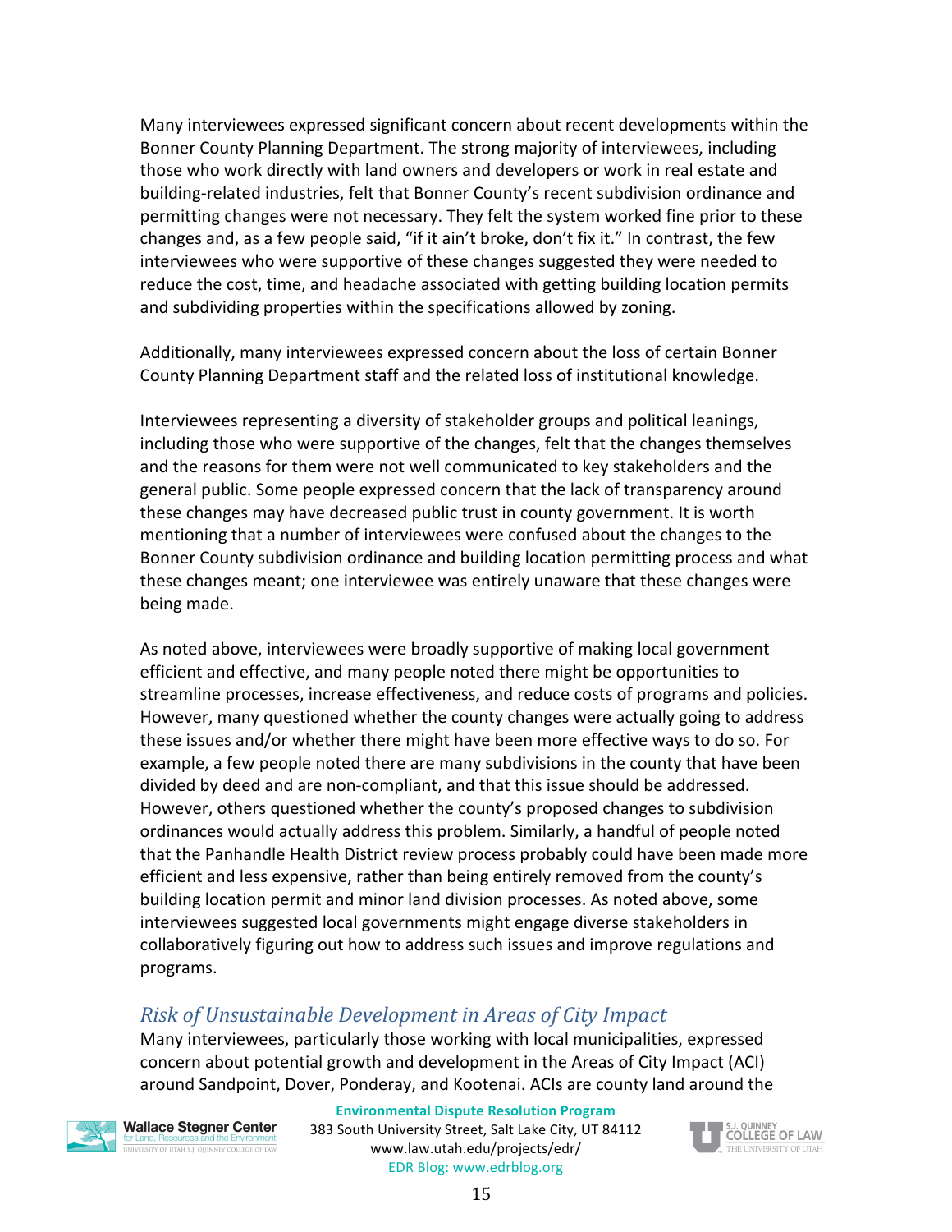Many interviewees expressed significant concern about recent developments within the Bonner County Planning Department. The strong majority of interviewees, including those who work directly with land owners and developers or work in real estate and building-related industries, felt that Bonner County's recent subdivision ordinance and permitting changes were not necessary. They felt the system worked fine prior to these changes and, as a few people said, "if it ain't broke, don't fix it." In contrast, the few interviewees who were supportive of these changes suggested they were needed to reduce the cost, time, and headache associated with getting building location permits and subdividing properties within the specifications allowed by zoning.

Additionally, many interviewees expressed concern about the loss of certain Bonner County Planning Department staff and the related loss of institutional knowledge.

Interviewees representing a diversity of stakeholder groups and political leanings, including those who were supportive of the changes, felt that the changes themselves and the reasons for them were not well communicated to key stakeholders and the general public. Some people expressed concern that the lack of transparency around these changes may have decreased public trust in county government. It is worth mentioning that a number of interviewees were confused about the changes to the Bonner County subdivision ordinance and building location permitting process and what these changes meant; one interviewee was entirely unaware that these changes were being made.

As noted above, interviewees were broadly supportive of making local government efficient and effective, and many people noted there might be opportunities to streamline processes, increase effectiveness, and reduce costs of programs and policies. However, many questioned whether the county changes were actually going to address these issues and/or whether there might have been more effective ways to do so. For example, a few people noted there are many subdivisions in the county that have been divided by deed and are non-compliant, and that this issue should be addressed. However, others questioned whether the county's proposed changes to subdivision ordinances would actually address this problem. Similarly, a handful of people noted that the Panhandle Health District review process probably could have been made more efficient and less expensive, rather than being entirely removed from the county's building location permit and minor land division processes. As noted above, some interviewees suggested local governments might engage diverse stakeholders in collaboratively figuring out how to address such issues and improve regulations and programs.

### *Risk of Unsustainable Development in Areas of City Impact*

Many interviewees, particularly those working with local municipalities, expressed concern about potential growth and development in the Areas of City Impact (ACI) around Sandpoint, Dover, Ponderay, and Kootenai. ACIs are county land around the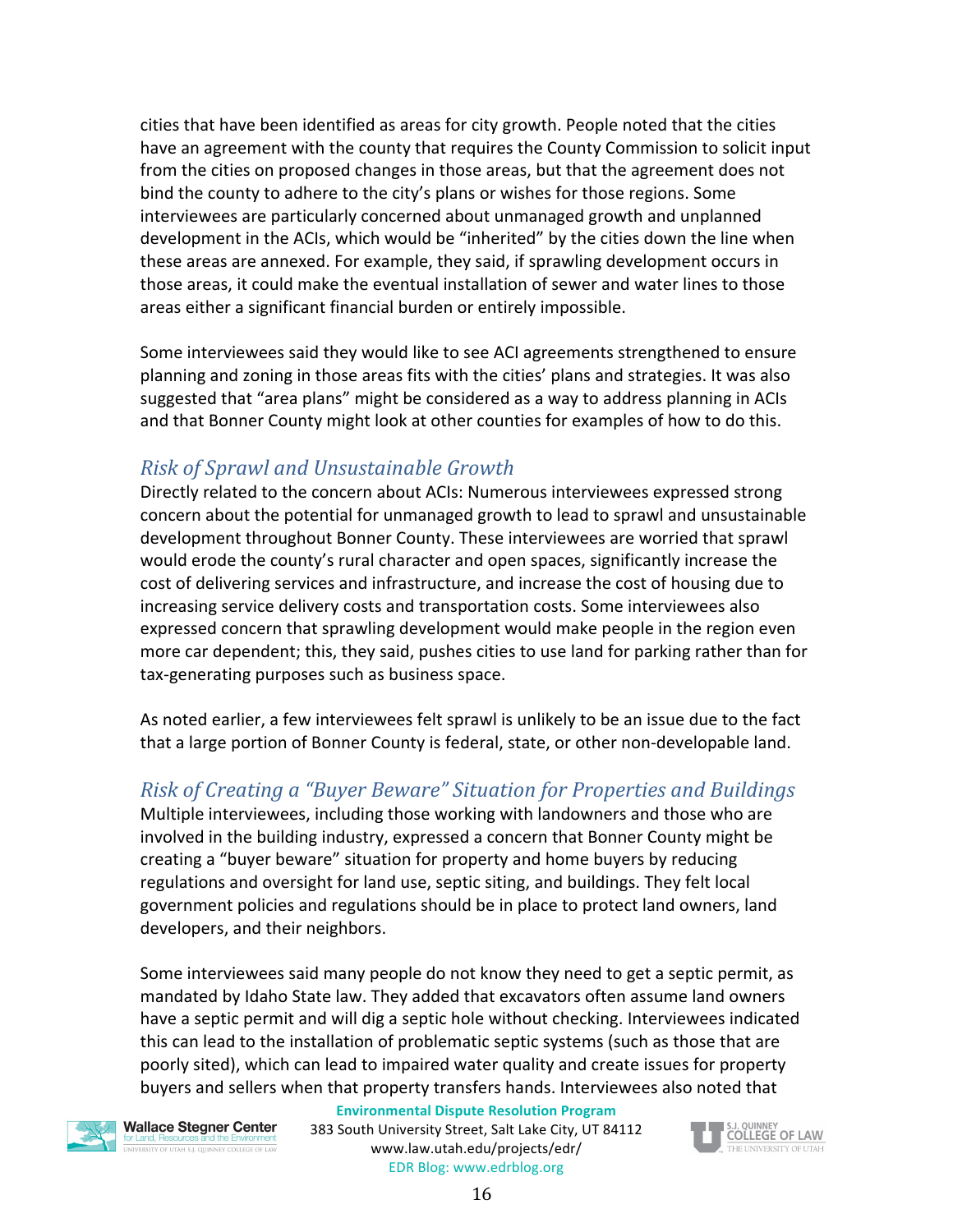cities that have been identified as areas for city growth. People noted that the cities have an agreement with the county that requires the County Commission to solicit input from the cities on proposed changes in those areas, but that the agreement does not bind the county to adhere to the city's plans or wishes for those regions. Some interviewees are particularly concerned about unmanaged growth and unplanned development in the ACIs, which would be "inherited" by the cities down the line when these areas are annexed. For example, they said, if sprawling development occurs in those areas, it could make the eventual installation of sewer and water lines to those areas either a significant financial burden or entirely impossible.

Some interviewees said they would like to see ACI agreements strengthened to ensure planning and zoning in those areas fits with the cities' plans and strategies. It was also suggested that "area plans" might be considered as a way to address planning in ACIs and that Bonner County might look at other counties for examples of how to do this.

### *Risk of Sprawl and Unsustainable Growth*

Directly related to the concern about ACIs: Numerous interviewees expressed strong concern about the potential for unmanaged growth to lead to sprawl and unsustainable development throughout Bonner County. These interviewees are worried that sprawl would erode the county's rural character and open spaces, significantly increase the cost of delivering services and infrastructure, and increase the cost of housing due to increasing service delivery costs and transportation costs. Some interviewees also expressed concern that sprawling development would make people in the region even more car dependent; this, they said, pushes cities to use land for parking rather than for tax-generating purposes such as business space.

As noted earlier, a few interviewees felt sprawl is unlikely to be an issue due to the fact that a large portion of Bonner County is federal, state, or other non-developable land.

### *Risk of Creating a "Buyer Beware" Situation for Properties and Buildings*

Multiple interviewees, including those working with landowners and those who are involved in the building industry, expressed a concern that Bonner County might be creating a "buyer beware" situation for property and home buyers by reducing regulations and oversight for land use, septic siting, and buildings. They felt local government policies and regulations should be in place to protect land owners, land developers, and their neighbors.

Some interviewees said many people do not know they need to get a septic permit, as mandated by Idaho State law. They added that excavators often assume land owners have a septic permit and will dig a septic hole without checking. Interviewees indicated this can lead to the installation of problematic septic systems (such as those that are poorly sited), which can lead to impaired water quality and create issues for property buyers and sellers when that property transfers hands. Interviewees also noted that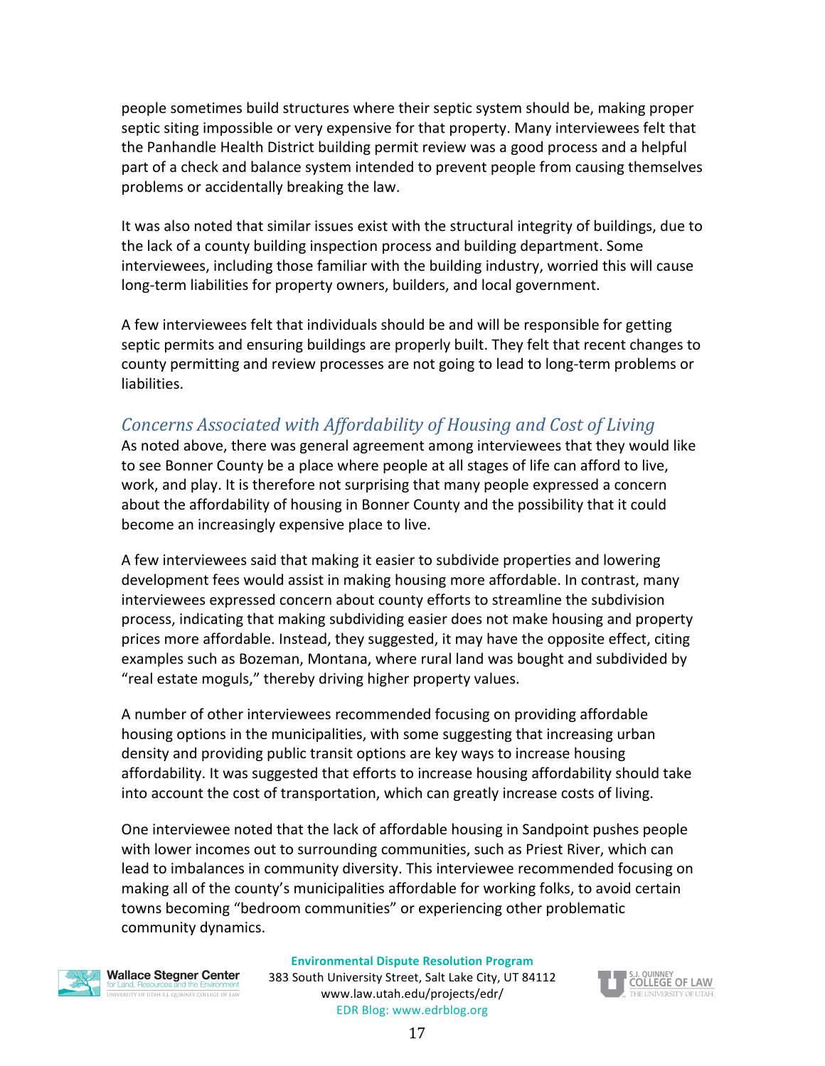people sometimes build structures where their septic system should be, making proper septic siting impossible or very expensive for that property. Many interviewees felt that the Panhandle Health District building permit review was a good process and a helpful part of a check and balance system intended to prevent people from causing themselves problems or accidentally breaking the law.

It was also noted that similar issues exist with the structural integrity of buildings, due to the lack of a county building inspection process and building department. Some interviewees, including those familiar with the building industry, worried this will cause long-term liabilities for property owners, builders, and local government.

A few interviewees felt that individuals should be and will be responsible for getting septic permits and ensuring buildings are properly built. They felt that recent changes to county permitting and review processes are not going to lead to long-term problems or liabilities.

### *Concerns Associated with Affordability of Housing and Cost of Living*

As noted above, there was general agreement among interviewees that they would like to see Bonner County be a place where people at all stages of life can afford to live, work, and play. It is therefore not surprising that many people expressed a concern about the affordability of housing in Bonner County and the possibility that it could become an increasingly expensive place to live.

A few interviewees said that making it easier to subdivide properties and lowering development fees would assist in making housing more affordable. In contrast, many interviewees expressed concern about county efforts to streamline the subdivision process, indicating that making subdividing easier does not make housing and property prices more affordable. Instead, they suggested, it may have the opposite effect, citing examples such as Bozeman, Montana, where rural land was bought and subdivided by "real estate moguls," thereby driving higher property values.

A number of other interviewees recommended focusing on providing affordable housing options in the municipalities, with some suggesting that increasing urban density and providing public transit options are key ways to increase housing affordability. It was suggested that efforts to increase housing affordability should take into account the cost of transportation, which can greatly increase costs of living.

One interviewee noted that the lack of affordable housing in Sandpoint pushes people with lower incomes out to surrounding communities, such as Priest River, which can lead to imbalances in community diversity. This interviewee recommended focusing on making all of the county's municipalities affordable for working folks, to avoid certain towns becoming "bedroom communities" or experiencing other problematic community dynamics.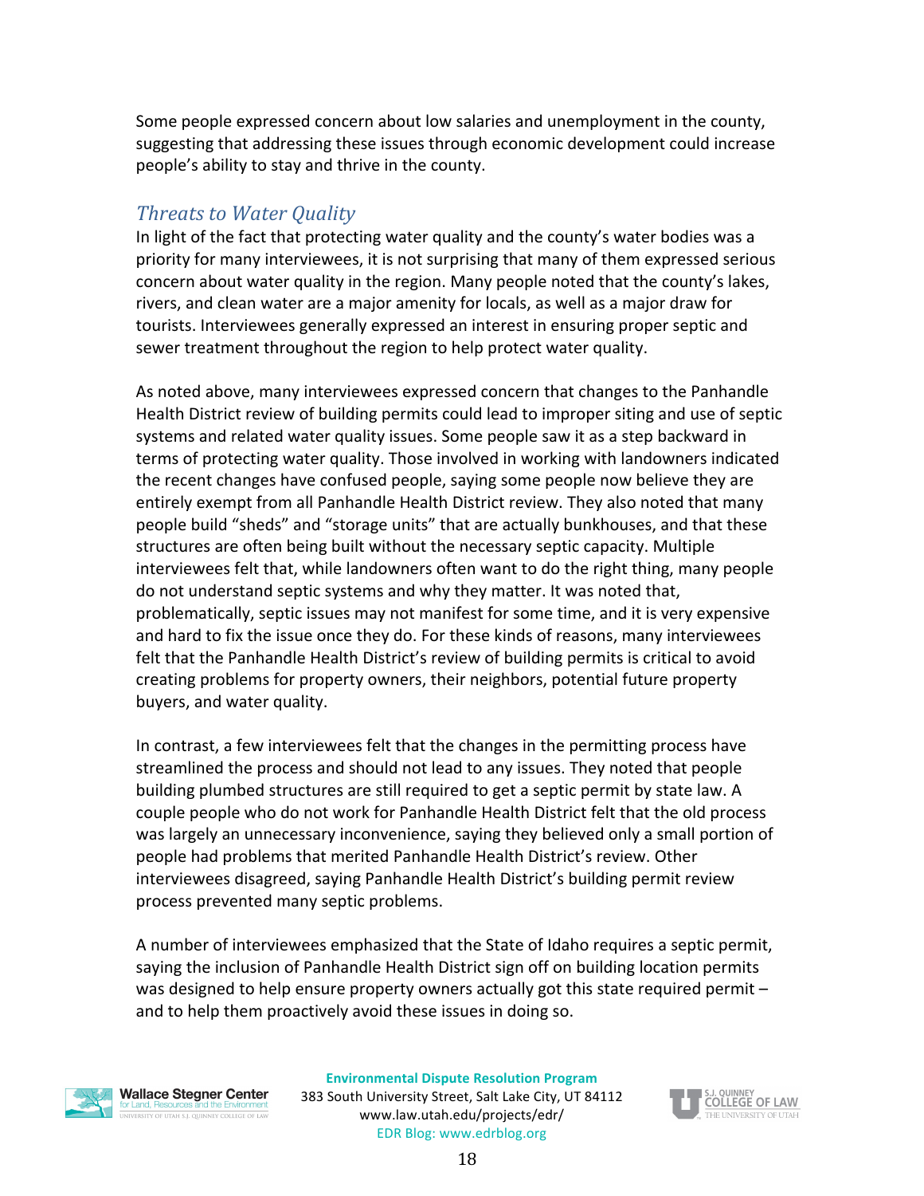Some people expressed concern about low salaries and unemployment in the county, suggesting that addressing these issues through economic development could increase people's ability to stay and thrive in the county.

### *Threats to Water Quality*

In light of the fact that protecting water quality and the county's water bodies was a priority for many interviewees, it is not surprising that many of them expressed serious concern about water quality in the region. Many people noted that the county's lakes, rivers, and clean water are a major amenity for locals, as well as a major draw for tourists. Interviewees generally expressed an interest in ensuring proper septic and sewer treatment throughout the region to help protect water quality.

As noted above, many interviewees expressed concern that changes to the Panhandle Health District review of building permits could lead to improper siting and use of septic systems and related water quality issues. Some people saw it as a step backward in terms of protecting water quality. Those involved in working with landowners indicated the recent changes have confused people, saying some people now believe they are entirely exempt from all Panhandle Health District review. They also noted that many people build "sheds" and "storage units" that are actually bunkhouses, and that these structures are often being built without the necessary septic capacity. Multiple interviewees felt that, while landowners often want to do the right thing, many people do not understand septic systems and why they matter. It was noted that, problematically, septic issues may not manifest for some time, and it is very expensive and hard to fix the issue once they do. For these kinds of reasons, many interviewees felt that the Panhandle Health District's review of building permits is critical to avoid creating problems for property owners, their neighbors, potential future property buyers, and water quality.

In contrast, a few interviewees felt that the changes in the permitting process have streamlined the process and should not lead to any issues. They noted that people building plumbed structures are still required to get a septic permit by state law. A couple people who do not work for Panhandle Health District felt that the old process was largely an unnecessary inconvenience, saying they believed only a small portion of people had problems that merited Panhandle Health District's review. Other interviewees disagreed, saying Panhandle Health District's building permit review process prevented many septic problems.

A number of interviewees emphasized that the State of Idaho requires a septic permit, saying the inclusion of Panhandle Health District sign off on building location permits was designed to help ensure property owners actually got this state required permit – and to help them proactively avoid these issues in doing so.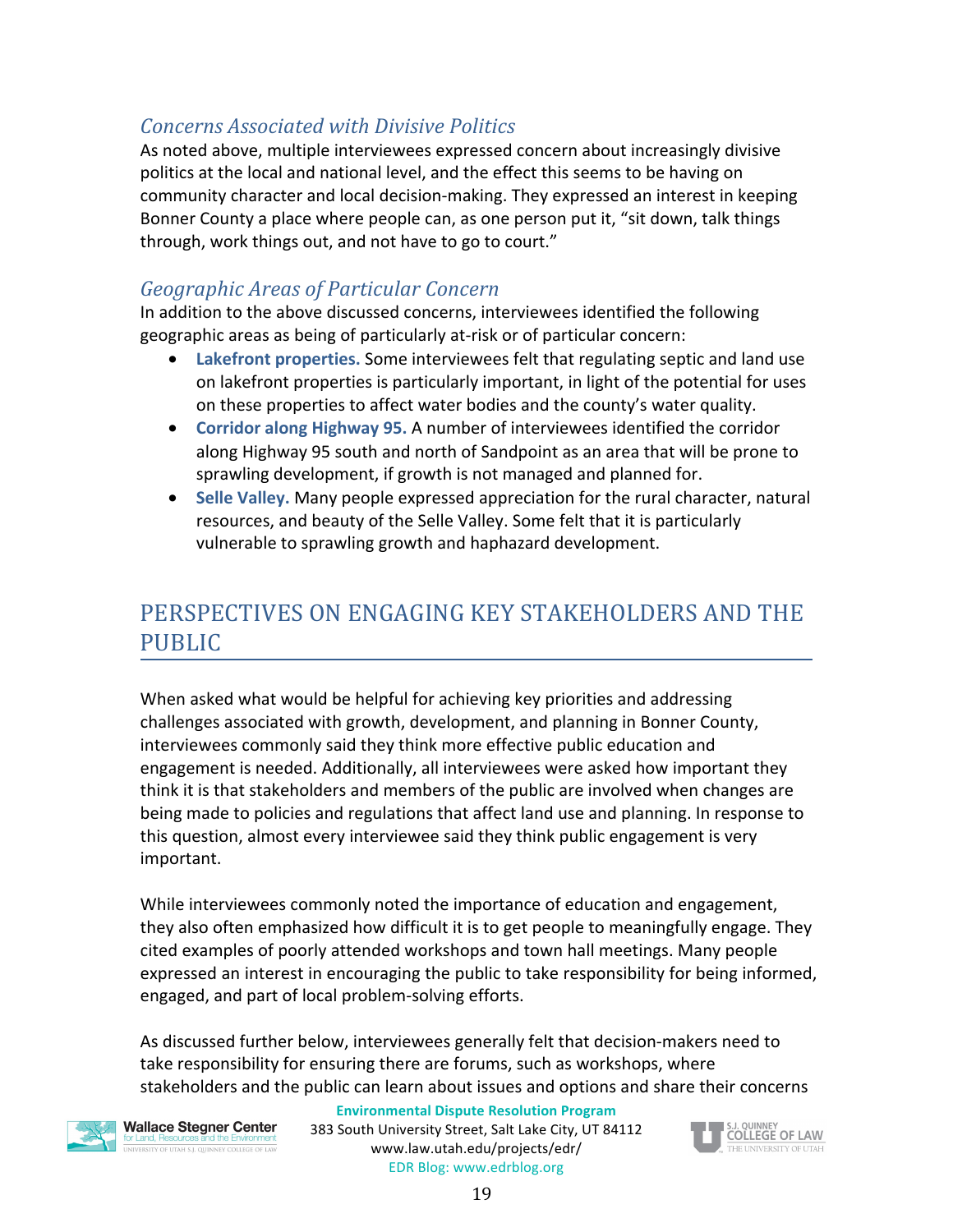### *Concerns Associated with Divisive Politics*

As noted above, multiple interviewees expressed concern about increasingly divisive politics at the local and national level, and the effect this seems to be having on community character and local decision-making. They expressed an interest in keeping Bonner County a place where people can, as one person put it, "sit down, talk things through, work things out, and not have to go to court."

### *Geographic Areas of Particular Concern*

In addition to the above discussed concerns, interviewees identified the following geographic areas as being of particularly at-risk or of particular concern:

- **Lakefront properties.** Some interviewees felt that regulating septic and land use on lakefront properties is particularly important, in light of the potential for uses on these properties to affect water bodies and the county's water quality.
- **Corridor along Highway 95.** A number of interviewees identified the corridor along Highway 95 south and north of Sandpoint as an area that will be prone to sprawling development, if growth is not managed and planned for.
- **Selle Valley.** Many people expressed appreciation for the rural character, natural resources, and beauty of the Selle Valley. Some felt that it is particularly vulnerable to sprawling growth and haphazard development.

## PERSPECTIVES ON ENGAGING KEY STAKEHOLDERS AND THE PUBLIC

When asked what would be helpful for achieving key priorities and addressing challenges associated with growth, development, and planning in Bonner County, interviewees commonly said they think more effective public education and engagement is needed. Additionally, all interviewees were asked how important they think it is that stakeholders and members of the public are involved when changes are being made to policies and regulations that affect land use and planning. In response to this question, almost every interviewee said they think public engagement is very important.

While interviewees commonly noted the importance of education and engagement, they also often emphasized how difficult it is to get people to meaningfully engage. They cited examples of poorly attended workshops and town hall meetings. Many people expressed an interest in encouraging the public to take responsibility for being informed, engaged, and part of local problem-solving efforts.

As discussed further below, interviewees generally felt that decision-makers need to take responsibility for ensuring there are forums, such as workshops, where stakeholders and the public can learn about issues and options and share their concerns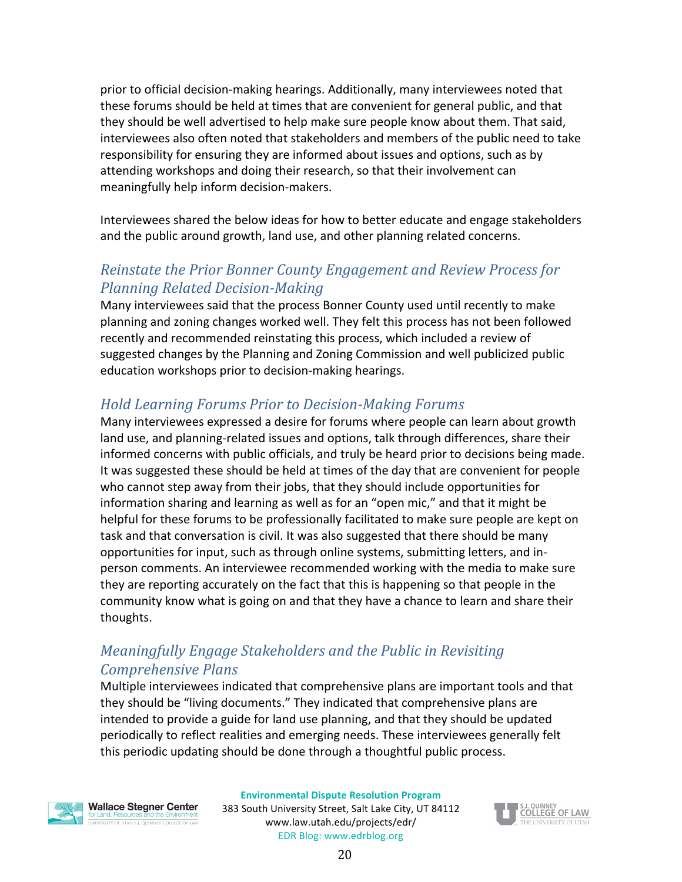prior to official decision-making hearings. Additionally, many interviewees noted that these forums should be held at times that are convenient for general public, and that they should be well advertised to help make sure people know about them. That said, interviewees also often noted that stakeholders and members of the public need to take responsibility for ensuring they are informed about issues and options, such as by attending workshops and doing their research, so that their involvement can meaningfully help inform decision-makers.

Interviewees shared the below ideas for how to better educate and engage stakeholders and the public around growth, land use, and other planning related concerns.

### *Reinstate the Prior Bonner County Engagement and Review Process for Planning Related Decision-Making*

Many interviewees said that the process Bonner County used until recently to make planning and zoning changes worked well. They felt this process has not been followed recently and recommended reinstating this process, which included a review of suggested changes by the Planning and Zoning Commission and well publicized public education workshops prior to decision-making hearings.

### *Hold Learning Forums Prior to Decision-Making Forums*

Many interviewees expressed a desire for forums where people can learn about growth land use, and planning-related issues and options, talk through differences, share their informed concerns with public officials, and truly be heard prior to decisions being made. It was suggested these should be held at times of the day that are convenient for people who cannot step away from their jobs, that they should include opportunities for information sharing and learning as well as for an "open mic," and that it might be helpful for these forums to be professionally facilitated to make sure people are kept on task and that conversation is civil. It was also suggested that there should be many opportunities for input, such as through online systems, submitting letters, and in-person comments. An interviewee recommended working with the media to make sure they are reporting accurately on the fact that this is happening so that people in the community know what is going on and that they have a chance to learn and share their thoughts.

### *Meaningfully Engage Stakeholders and the Public in Revisiting Comprehensive Plans*

Multiple interviewees indicated that comprehensive plans are important tools and that they should be "living documents." They indicated that comprehensive plans are intended to provide a guide for land use planning, and that they should be updated periodically to reflect realities and emerging needs. These interviewees generally felt this periodic updating should be done through a thoughtful public process.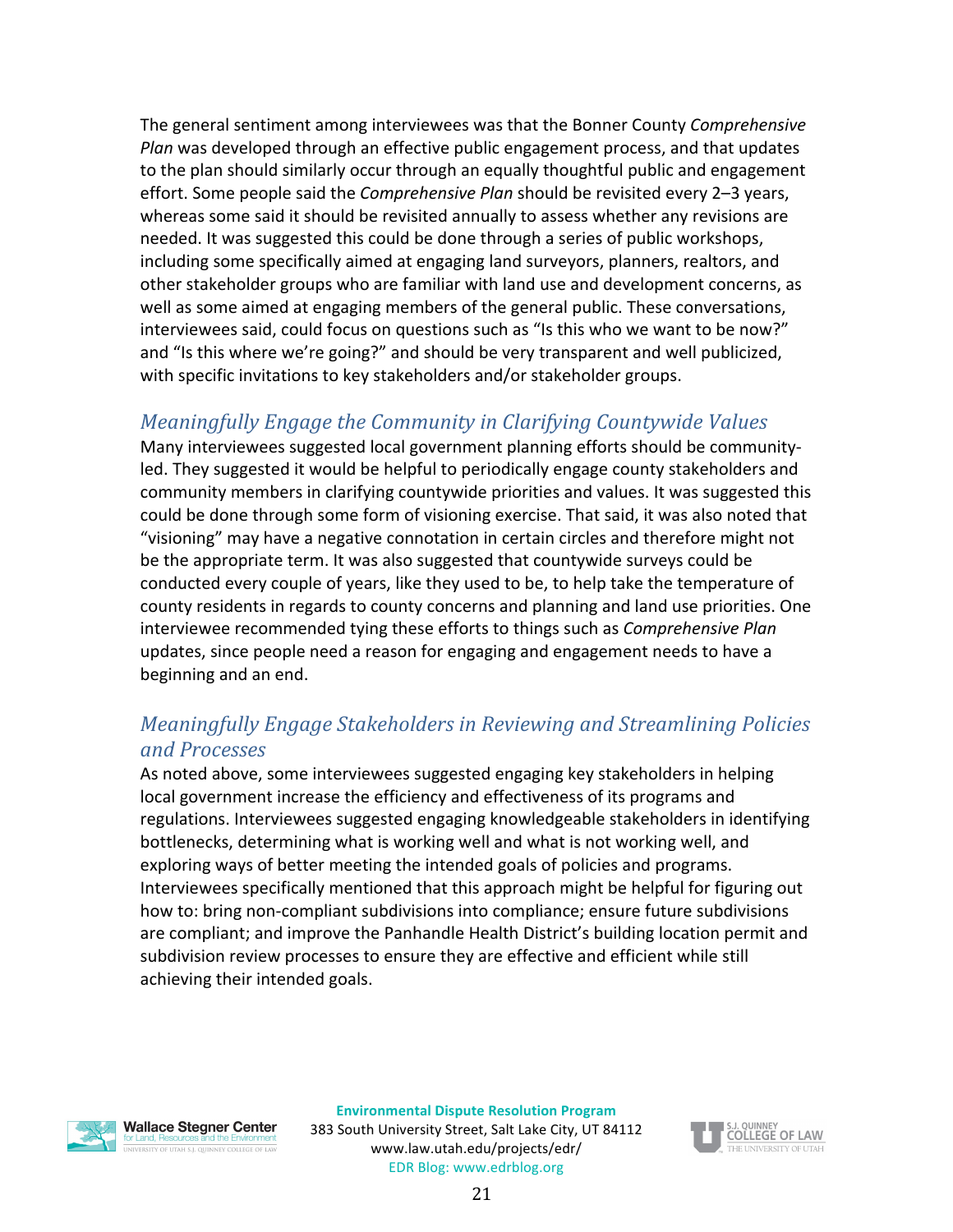The general sentiment among interviewees was that the Bonner County *Comprehensive Plan* was developed through an effective public engagement process, and that updates to the plan should similarly occur through an equally thoughtful public and engagement effort. Some people said the *Comprehensive Plan* should be revisited every 2–3 years, whereas some said it should be revisited annually to assess whether any revisions are needed. It was suggested this could be done through a series of public workshops, including some specifically aimed at engaging land surveyors, planners, realtors, and other stakeholder groups who are familiar with land use and development concerns, as well as some aimed at engaging members of the general public. These conversations, interviewees said, could focus on questions such as "Is this who we want to be now?" and "Is this where we're going?" and should be very transparent and well publicized, with specific invitations to key stakeholders and/or stakeholder groups.

### *Meaningfully Engage the Community in Clarifying Countywide Values*

Many interviewees suggested local government planning efforts should be community-led. They suggested it would be helpful to periodically engage county stakeholders and community members in clarifying countywide priorities and values. It was suggested this could be done through some form of visioning exercise. That said, it was also noted that "visioning" may have a negative connotation in certain circles and therefore might not be the appropriate term. It was also suggested that countywide surveys could be conducted every couple of years, like they used to be, to help take the temperature of county residents in regards to county concerns and planning and land use priorities. One interviewee recommended tying these efforts to things such as *Comprehensive Plan* updates, since people need a reason for engaging and engagement needs to have a beginning and an end.

### *Meaningfully Engage Stakeholders in Reviewing and Streamlining Policies and Processes*

As noted above, some interviewees suggested engaging key stakeholders in helping local government increase the efficiency and effectiveness of its programs and regulations. Interviewees suggested engaging knowledgeable stakeholders in identifying bottlenecks, determining what is working well and what is not working well, and exploring ways of better meeting the intended goals of policies and programs. Interviewees specifically mentioned that this approach might be helpful for figuring out how to: bring non-compliant subdivisions into compliance; ensure future subdivisions are compliant; and improve the Panhandle Health District's building location permit and subdivision review processes to ensure they are effective and efficient while still achieving their intended goals.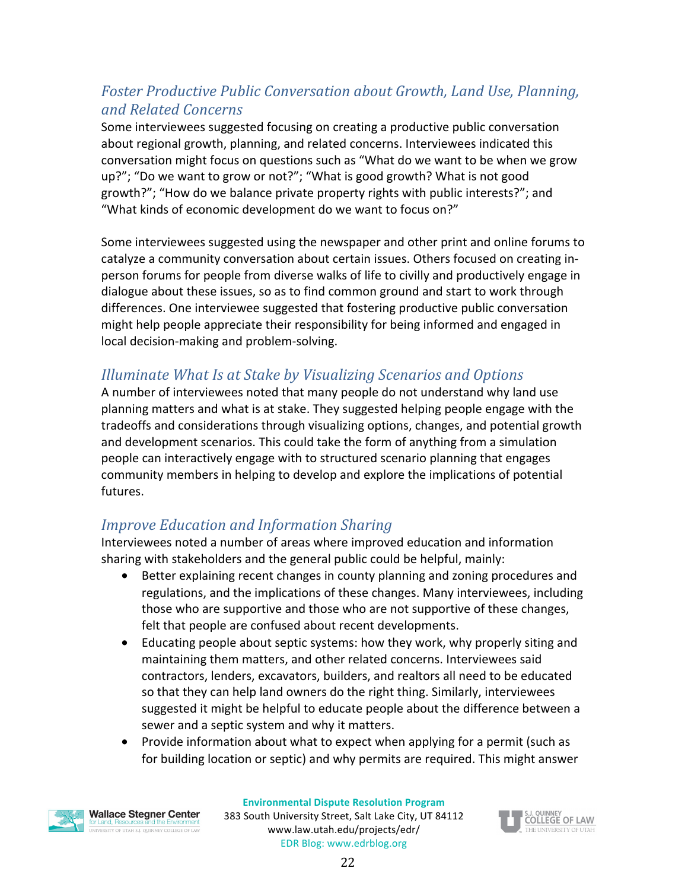### *Foster Productive Public Conversation about Growth, Land Use, Planning, and Related Concerns*

Some interviewees suggested focusing on creating a productive public conversation about regional growth, planning, and related concerns. Interviewees indicated this conversation might focus on questions such as "What do we want to be when we grow up?"; "Do we want to grow or not?"; "What is good growth? What is not good growth?"; "How do we balance private property rights with public interests?"; and "What kinds of economic development do we want to focus on?"

Some interviewees suggested using the newspaper and other print and online forums to catalyze a community conversation about certain issues. Others focused on creating in-person forums for people from diverse walks of life to civilly and productively engage in dialogue about these issues, so as to find common ground and start to work through differences. One interviewee suggested that fostering productive public conversation might help people appreciate their responsibility for being informed and engaged in local decision-making and problem-solving.

### *Illuminate What Is at Stake by Visualizing Scenarios and Options*

A number of interviewees noted that many people do not understand why land use planning matters and what is at stake. They suggested helping people engage with the tradeoffs and considerations through visualizing options, changes, and potential growth and development scenarios. This could take the form of anything from a simulation people can interactively engage with to structured scenario planning that engages community members in helping to develop and explore the implications of potential futures.

### *Improve Education and Information Sharing*

Interviewees noted a number of areas where improved education and information sharing with stakeholders and the general public could be helpful, mainly:

- Better explaining recent changes in county planning and zoning procedures and regulations, and the implications of these changes. Many interviewees, including those who are supportive and those who are not supportive of these changes, felt that people are confused about recent developments.
- Educating people about septic systems: how they work, why properly siting and maintaining them matters, and other related concerns. Interviewees said contractors, lenders, excavators, builders, and realtors all need to be educated so that they can help land owners do the right thing. Similarly, interviewees suggested it might be helpful to educate people about the difference between a sewer and a septic system and why it matters.
- Provide information about what to expect when applying for a permit (such as for building location or septic) and why permits are required. This might answer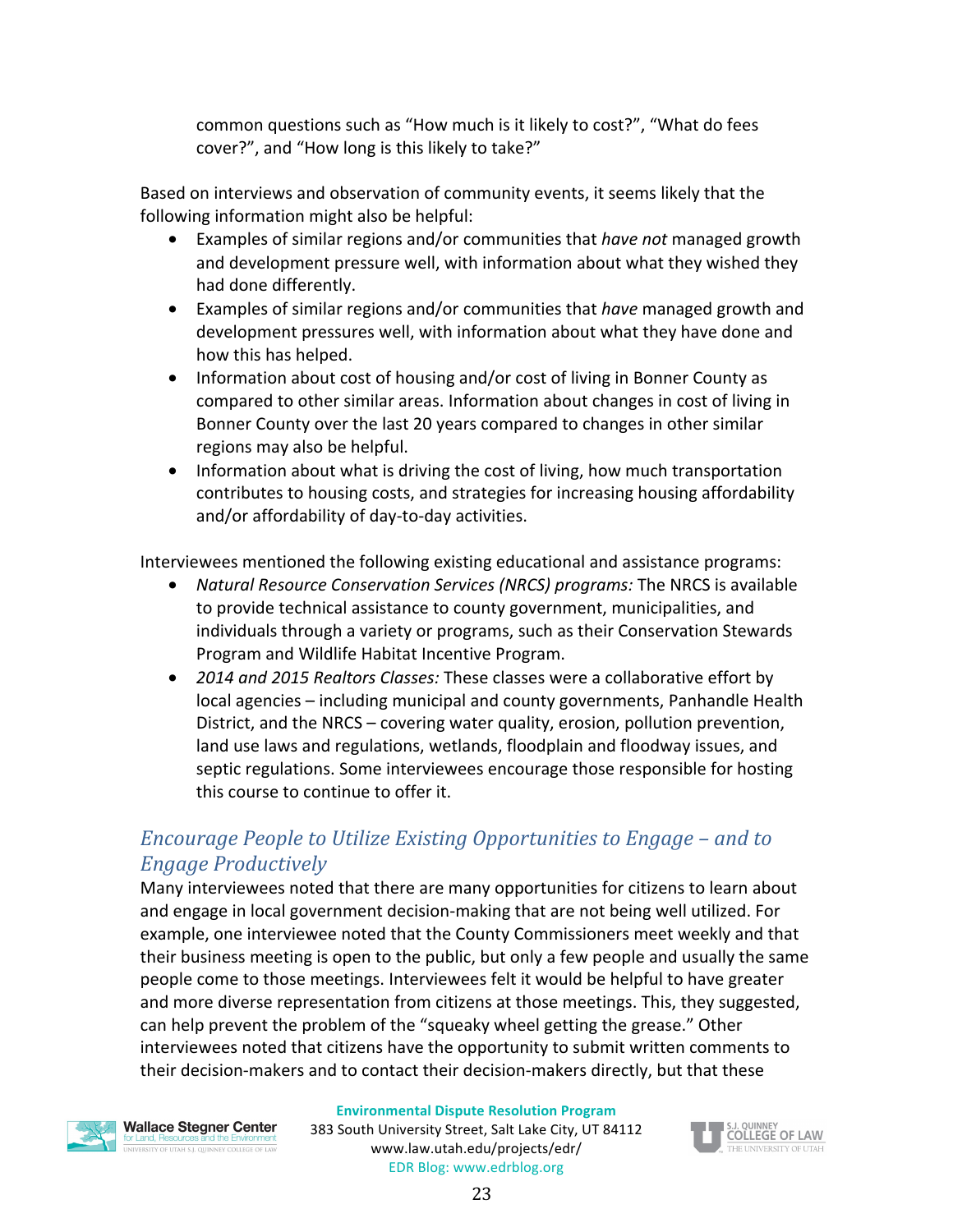common questions such as "How much is it likely to cost?", "What do fees cover?", and "How long is this likely to take?"

Based on interviews and observation of community events, it seems likely that the following information might also be helpful:

- Examples of similar regions and/or communities that *have not* managed growth and development pressure well, with information about what they wished they had done differently.
- Examples of similar regions and/or communities that *have* managed growth and development pressures well, with information about what they have done and how this has helped.
- Information about cost of housing and/or cost of living in Bonner County as compared to other similar areas. Information about changes in cost of living in Bonner County over the last 20 years compared to changes in other similar regions may also be helpful.
- Information about what is driving the cost of living, how much transportation contributes to housing costs, and strategies for increasing housing affordability and/or affordability of day-to-day activities.

Interviewees mentioned the following existing educational and assistance programs:

- *Natural Resource Conservation Services (NRCS) programs:* The NRCS is available to provide technical assistance to county government, municipalities, and individuals through a variety or programs, such as their Conservation Stewards Program and Wildlife Habitat Incentive Program.
- *2014 and 2015 Realtors Classes:* These classes were a collaborative effort by local agencies – including municipal and county governments, Panhandle Health District, and the NRCS – covering water quality, erosion, pollution prevention, land use laws and regulations, wetlands, floodplain and floodway issues, and septic regulations. Some interviewees encourage those responsible for hosting this course to continue to offer it.

### *Encourage People to Utilize Existing Opportunities to Engage – and to Engage Productively*

Many interviewees noted that there are many opportunities for citizens to learn about and engage in local government decision-making that are not being well utilized. For example, one interviewee noted that the County Commissioners meet weekly and that their business meeting is open to the public, but only a few people and usually the same people come to those meetings. Interviewees felt it would be helpful to have greater and more diverse representation from citizens at those meetings. This, they suggested, can help prevent the problem of the "squeaky wheel getting the grease." Other interviewees noted that citizens have the opportunity to submit written comments to their decision-makers and to contact their decision-makers directly, but that these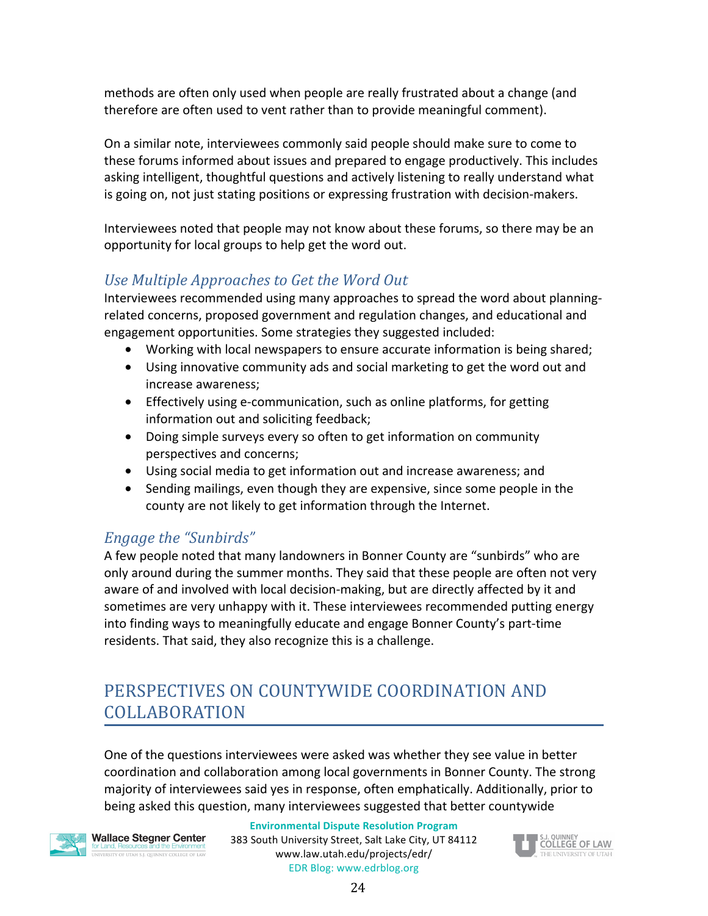methods are often only used when people are really frustrated about a change (and therefore are often used to vent rather than to provide meaningful comment).

On a similar note, interviewees commonly said people should make sure to come to these forums informed about issues and prepared to engage productively. This includes asking intelligent, thoughtful questions and actively listening to really understand what is going on, not just stating positions or expressing frustration with decision-makers.

Interviewees noted that people may not know about these forums, so there may be an opportunity for local groups to help get the word out.

### *Use Multiple Approaches to Get the Word Out*

Interviewees recommended using many approaches to spread the word about planning-related concerns, proposed government and regulation changes, and educational and engagement opportunities. Some strategies they suggested included:

- Working with local newspapers to ensure accurate information is being shared;
- Using innovative community ads and social marketing to get the word out and increase awareness;
- Effectively using e-communication, such as online platforms, for getting information out and soliciting feedback;
- Doing simple surveys every so often to get information on community perspectives and concerns;
- Using social media to get information out and increase awareness; and
- Sending mailings, even though they are expensive, since some people in the county are not likely to get information through the Internet.

### *Engage the "Sunbirds"*

A few people noted that many landowners in Bonner County are "sunbirds" who are only around during the summer months. They said that these people are often not very aware of and involved with local decision-making, but are directly affected by it and sometimes are very unhappy with it. These interviewees recommended putting energy into finding ways to meaningfully educate and engage Bonner County's part-time residents. That said, they also recognize this is a challenge.

## PERSPECTIVES ON COUNTYWIDE COORDINATION AND COLLABORATION

One of the questions interviewees were asked was whether they see value in better coordination and collaboration among local governments in Bonner County. The strong majority of interviewees said yes in response, often emphatically. Additionally, prior to being asked this question, many interviewees suggested that better countywide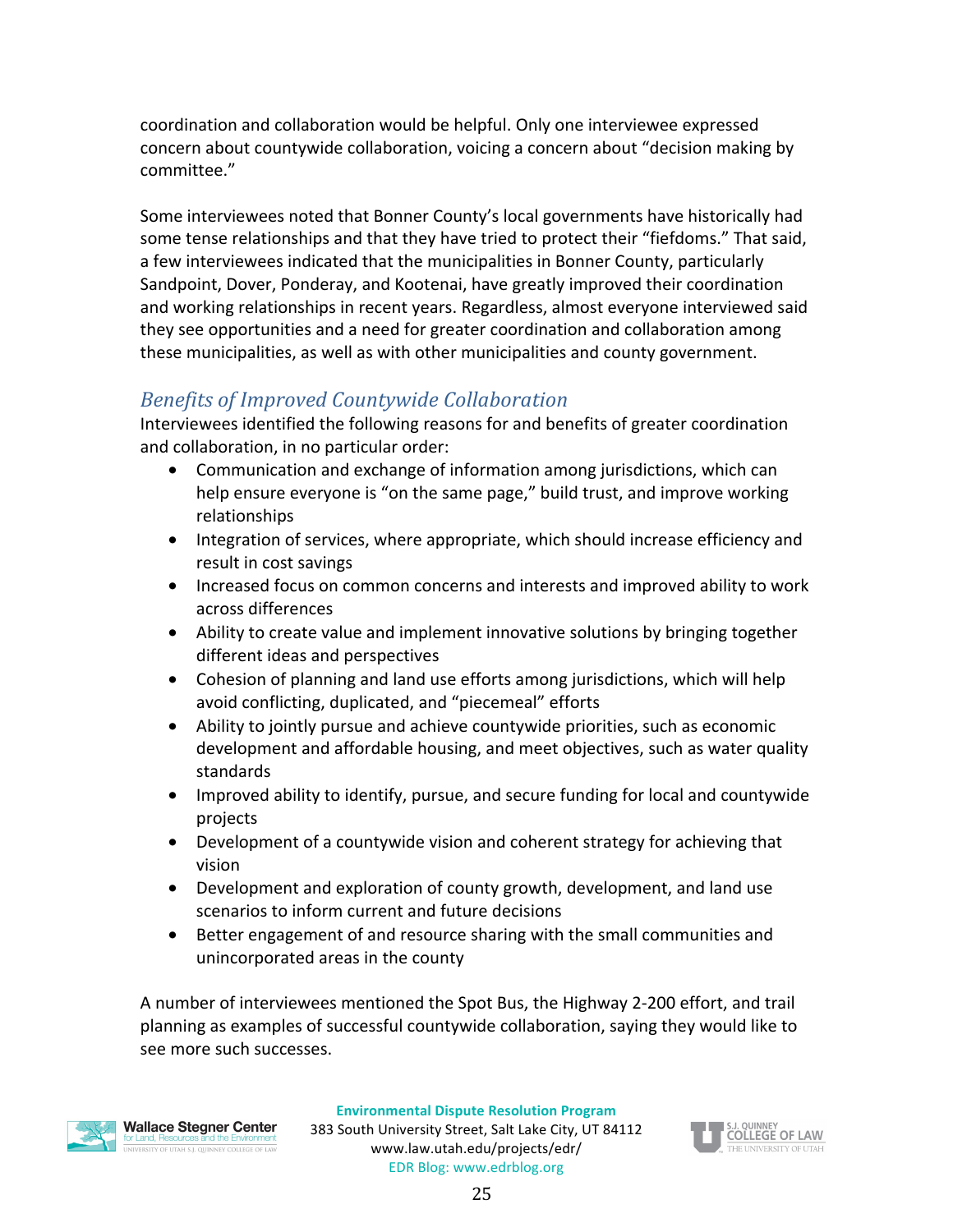coordination and collaboration would be helpful. Only one interviewee expressed concern about countywide collaboration, voicing a concern about "decision making by committee."

Some interviewees noted that Bonner County's local governments have historically had some tense relationships and that they have tried to protect their "fiefdoms." That said, a few interviewees indicated that the municipalities in Bonner County, particularly Sandpoint, Dover, Ponderay, and Kootenai, have greatly improved their coordination and working relationships in recent years. Regardless, almost everyone interviewed said they see opportunities and a need for greater coordination and collaboration among these municipalities, as well as with other municipalities and county government.

### *Benefits of Improved Countywide Collaboration*

Interviewees identified the following reasons for and benefits of greater coordination and collaboration, in no particular order:

- Communication and exchange of information among jurisdictions, which can help ensure everyone is "on the same page," build trust, and improve working relationships
- Integration of services, where appropriate, which should increase efficiency and result in cost savings
- Increased focus on common concerns and interests and improved ability to work across differences
- Ability to create value and implement innovative solutions by bringing together different ideas and perspectives
- Cohesion of planning and land use efforts among jurisdictions, which will help avoid conflicting, duplicated, and "piecemeal" efforts
- Ability to jointly pursue and achieve countywide priorities, such as economic development and affordable housing, and meet objectives, such as water quality standards
- Improved ability to identify, pursue, and secure funding for local and countywide projects
- Development of a countywide vision and coherent strategy for achieving that vision
- Development and exploration of county growth, development, and land use scenarios to inform current and future decisions
- Better engagement of and resource sharing with the small communities and unincorporated areas in the county

A number of interviewees mentioned the Spot Bus, the Highway 2-200 effort, and trail planning as examples of successful countywide collaboration, saying they would like to see more such successes.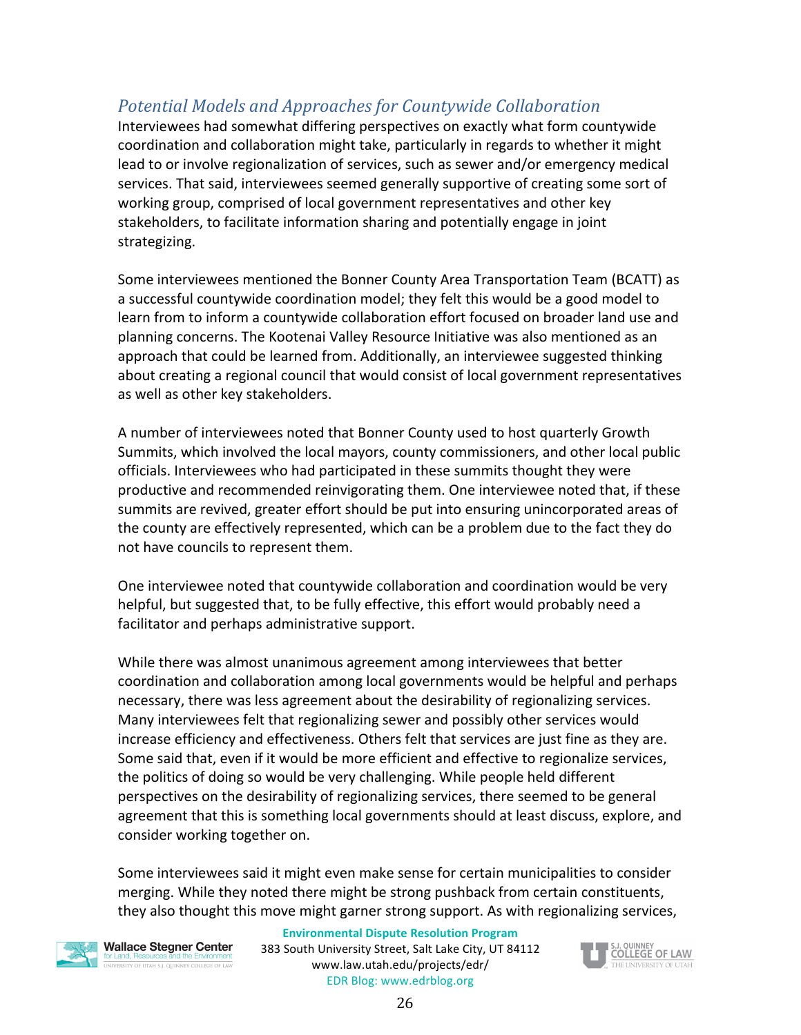### *Potential Models and Approaches for Countywide Collaboration*

Interviewees had somewhat differing perspectives on exactly what form countywide coordination and collaboration might take, particularly in regards to whether it might lead to or involve regionalization of services, such as sewer and/or emergency medical services. That said, interviewees seemed generally supportive of creating some sort of working group, comprised of local government representatives and other key stakeholders, to facilitate information sharing and potentially engage in joint strategizing.

Some interviewees mentioned the Bonner County Area Transportation Team (BCATT) as a successful countywide coordination model; they felt this would be a good model to learn from to inform a countywide collaboration effort focused on broader land use and planning concerns. The Kootenai Valley Resource Initiative was also mentioned as an approach that could be learned from. Additionally, an interviewee suggested thinking about creating a regional council that would consist of local government representatives as well as other key stakeholders.

A number of interviewees noted that Bonner County used to host quarterly Growth Summits, which involved the local mayors, county commissioners, and other local public officials. Interviewees who had participated in these summits thought they were productive and recommended reinvigorating them. One interviewee noted that, if these summits are revived, greater effort should be put into ensuring unincorporated areas of the county are effectively represented, which can be a problem due to the fact they do not have councils to represent them.

One interviewee noted that countywide collaboration and coordination would be very helpful, but suggested that, to be fully effective, this effort would probably need a facilitator and perhaps administrative support.

While there was almost unanimous agreement among interviewees that better coordination and collaboration among local governments would be helpful and perhaps necessary, there was less agreement about the desirability of regionalizing services. Many interviewees felt that regionalizing sewer and possibly other services would increase efficiency and effectiveness. Others felt that services are just fine as they are. Some said that, even if it would be more efficient and effective to regionalize services, the politics of doing so would be very challenging. While people held different perspectives on the desirability of regionalizing services, there seemed to be general agreement that this is something local governments should at least discuss, explore, and consider working together on.

Some interviewees said it might even make sense for certain municipalities to consider merging. While they noted there might be strong pushback from certain constituents, they also thought this move might garner strong support. As with regionalizing services,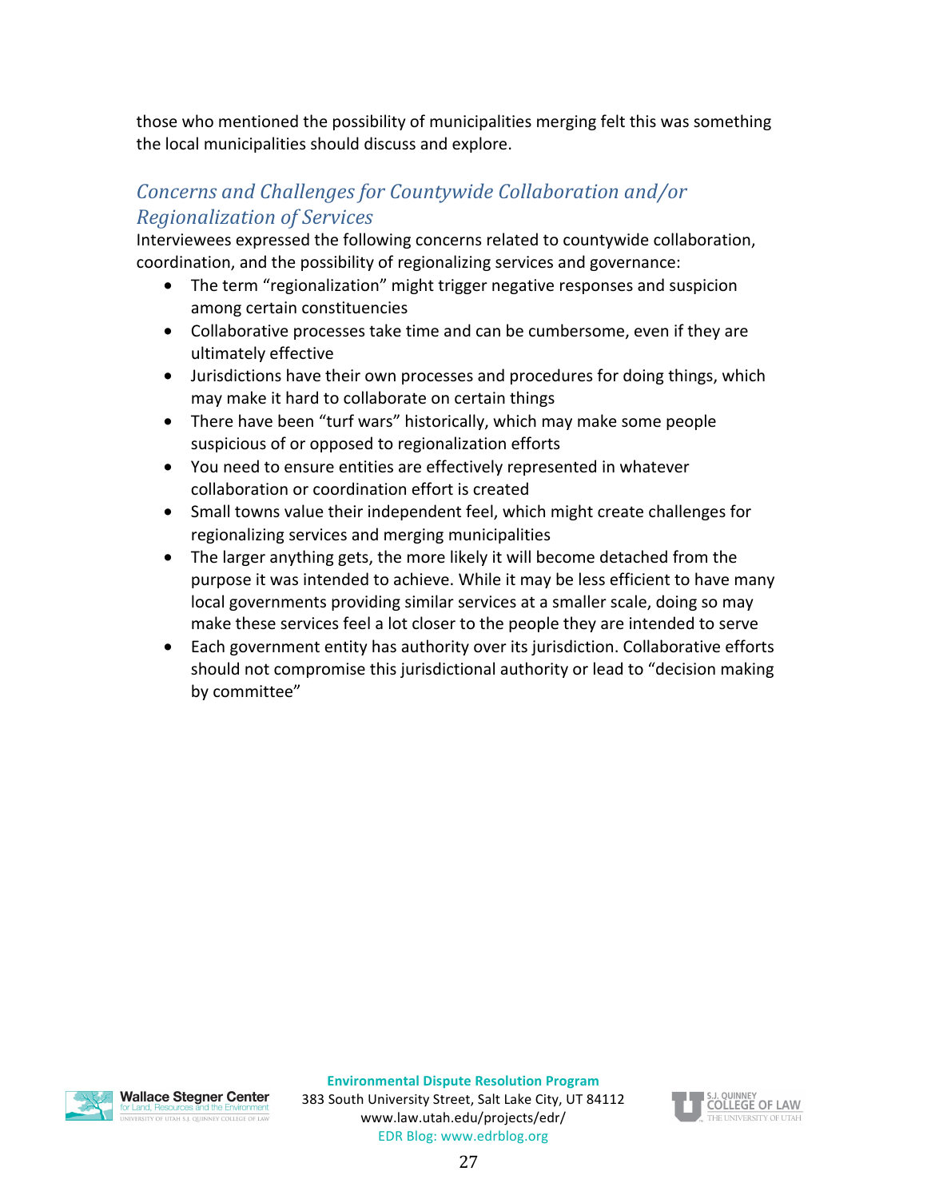those who mentioned the possibility of municipalities merging felt this was something the local municipalities should discuss and explore.

### *Concerns and Challenges for Countywide Collaboration and/or Regionalization of Services*

Interviewees expressed the following concerns related to countywide collaboration, coordination, and the possibility of regionalizing services and governance:

- The term "regionalization" might trigger negative responses and suspicion among certain constituencies
- Collaborative processes take time and can be cumbersome, even if they are ultimately effective
- Jurisdictions have their own processes and procedures for doing things, which may make it hard to collaborate on certain things
- There have been "turf wars" historically, which may make some people suspicious of or opposed to regionalization efforts
- You need to ensure entities are effectively represented in whatever collaboration or coordination effort is created
- Small towns value their independent feel, which might create challenges for regionalizing services and merging municipalities
- The larger anything gets, the more likely it will become detached from the purpose it was intended to achieve. While it may be less efficient to have many local governments providing similar services at a smaller scale, doing so may make these services feel a lot closer to the people they are intended to serve
- Each government entity has authority over its jurisdiction. Collaborative efforts should not compromise this jurisdictional authority or lead to "decision making by committee"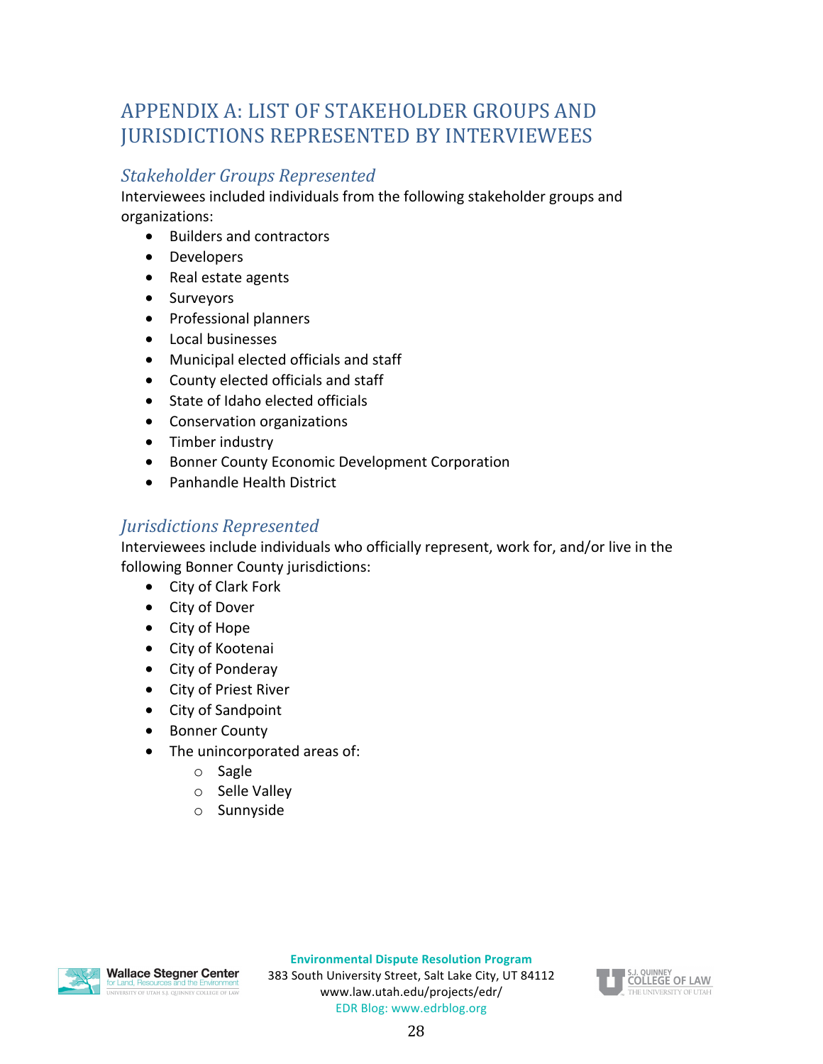# APPENDIX A: LIST OF STAKEHOLDER GROUPS AND JURISDICTIONS REPRESENTED BY INTERVIEWEES

## *Stakeholder Groups Represented*

Interviewees included individuals from the following stakeholder groups and organizations:

- Builders and contractors
- Developers
- Real estate agents
- Surveyors
- Professional planners
- Local businesses
- Municipal elected officials and staff
- County elected officials and staff
- State of Idaho elected officials
- Conservation organizations
- Timber industry
- Bonner County Economic Development Corporation
- Panhandle Health District

## *Jurisdictions Represented*

Interviewees include individuals who officially represent, work for, and/or live in the following Bonner County jurisdictions:

- City of Clark Fork
- City of Dover
- City of Hope
- City of Kootenai
- City of Ponderay
- City of Priest River
- City of Sandpoint
- Bonner County
- The unincorporated areas of:
  - Sagle
  - Selle Valley
  - Sunnyside